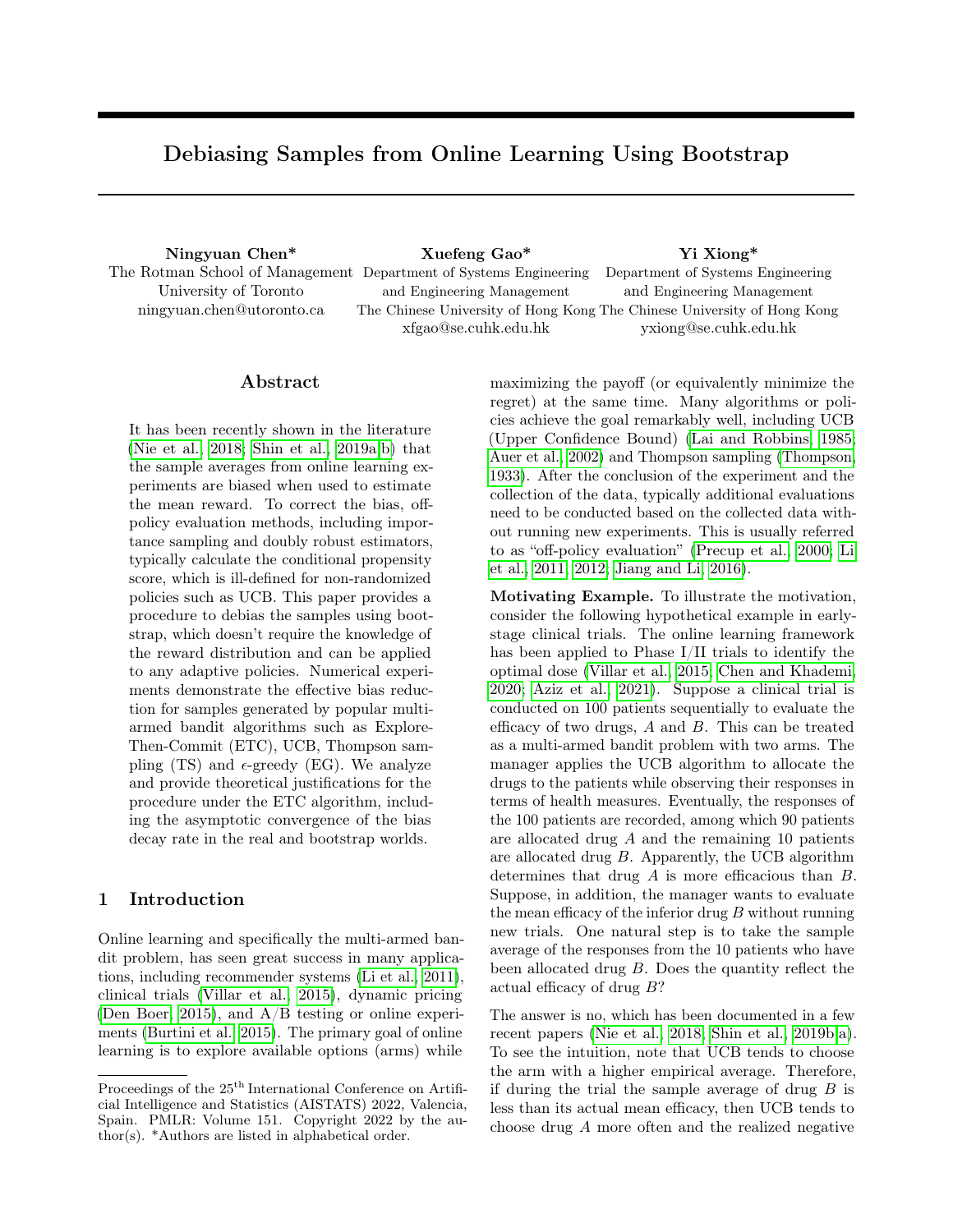# Debiasing Samples from Online Learning Using Bootstrap

**Ningyuan Chen***
The Rotman School of Management
University of Toronto
ningyuan.chen@utoronto.ca

**Xuefeng Gao***
Department of Systems Engineering
and Engineering Management
The Chinese University of Hong Kong
xfgao@se.cuhk.edu.hk

**Yi Xiong***
Department of Systems Engineering
and Engineering Management
The Chinese University of Hong Kong
yxiong@se.cuhk.edu.hk

## Abstract

It has been recently shown in the literature (Nie et al., 2018; Shin et al., 2019a,b) that the sample averages from online learning experiments are biased when used to estimate the mean reward. To correct the bias, off-policy evaluation methods, including importance sampling and doubly robust estimators, typically calculate the conditional propensity score, which is ill-defined for non-randomized policies such as UCB. This paper provides a procedure to debias the samples using bootstrap, which doesn't require the knowledge of the reward distribution and can be applied to any adaptive policies. Numerical experiments demonstrate the effective bias reduction for samples generated by popular multi-armed bandit algorithms such as Explore-Then-Commit (ETC), UCB, Thompson sampling (TS) and $\epsilon$-greedy (EG). We analyze and provide theoretical justifications for the procedure under the ETC algorithm, including the asymptotic convergence of the bias decay rate in the real and bootstrap worlds.

## 1 Introduction

Online learning and specifically the multi-armed bandit problem, has seen great success in many applications, including recommender systems (Li et al., 2011), clinical trials (Villar et al., 2015), dynamic pricing (Den Boer, 2015), and A/B testing or online experiments (Burtini et al., 2015). The primary goal of online learning is to explore available options (arms) while maximizing the payoff (or equivalently minimize the regret) at the same time. Many algorithms or policies achieve the goal remarkably well, including UCB (Upper Confidence Bound) (Lai and Robbins, 1985; Auer et al., 2002) and Thompson sampling (Thompson, 1933). After the conclusion of the experiment and the collection of the data, typically additional evaluations need to be conducted based on the collected data without running new experiments. This is usually referred to as "off-policy evaluation" (Precup et al., 2000; Li et al., 2011, 2012; Jiang and Li, 2016).

**Motivating Example.** To illustrate the motivation, consider the following hypothetical example in early-stage clinical trials. The online learning framework has been applied to Phase I/II trials to identify the optimal dose (Villar et al., 2015; Chen and Khademi, 2020; Aziz et al., 2021). Suppose a clinical trial is conducted on 100 patients sequentially to evaluate the efficacy of two drugs, $A$ and $B$. This can be treated as a multi-armed bandit problem with two arms. The manager applies the UCB algorithm to allocate the drugs to the patients while observing their responses in terms of health measures. Eventually, the responses of the 100 patients are recorded, among which 90 patients are allocated drug $A$ and the remaining 10 patients are allocated drug $B$. Apparently, the UCB algorithm determines that drug $A$ is more efficacious than $B$. Suppose, in addition, the manager wants to evaluate the mean efficacy of the inferior drug $B$ without running new trials. One natural step is to take the sample average of the responses from the 10 patients who have been allocated drug $B$. Does the quantity reflect the actual efficacy of drug $B$?

The answer is no, which has been documented in a few recent papers (Nie et al., 2018; Shin et al., 2019b,a). To see the intuition, note that UCB tends to choose the arm with a higher empirical average. Therefore, if during the trial the sample average of drug $B$ is less than its actual mean efficacy, then UCB tends to choose drug $A$ more often and the realized negative

Proceedings of the 25[th] International Conference on Artificial Intelligence and Statistics (AISTATS) 2022, Valencia, Spain. PMLR: Volume 151. Copyright 2022 by the author(s). *Authors are listed in alphabetical order.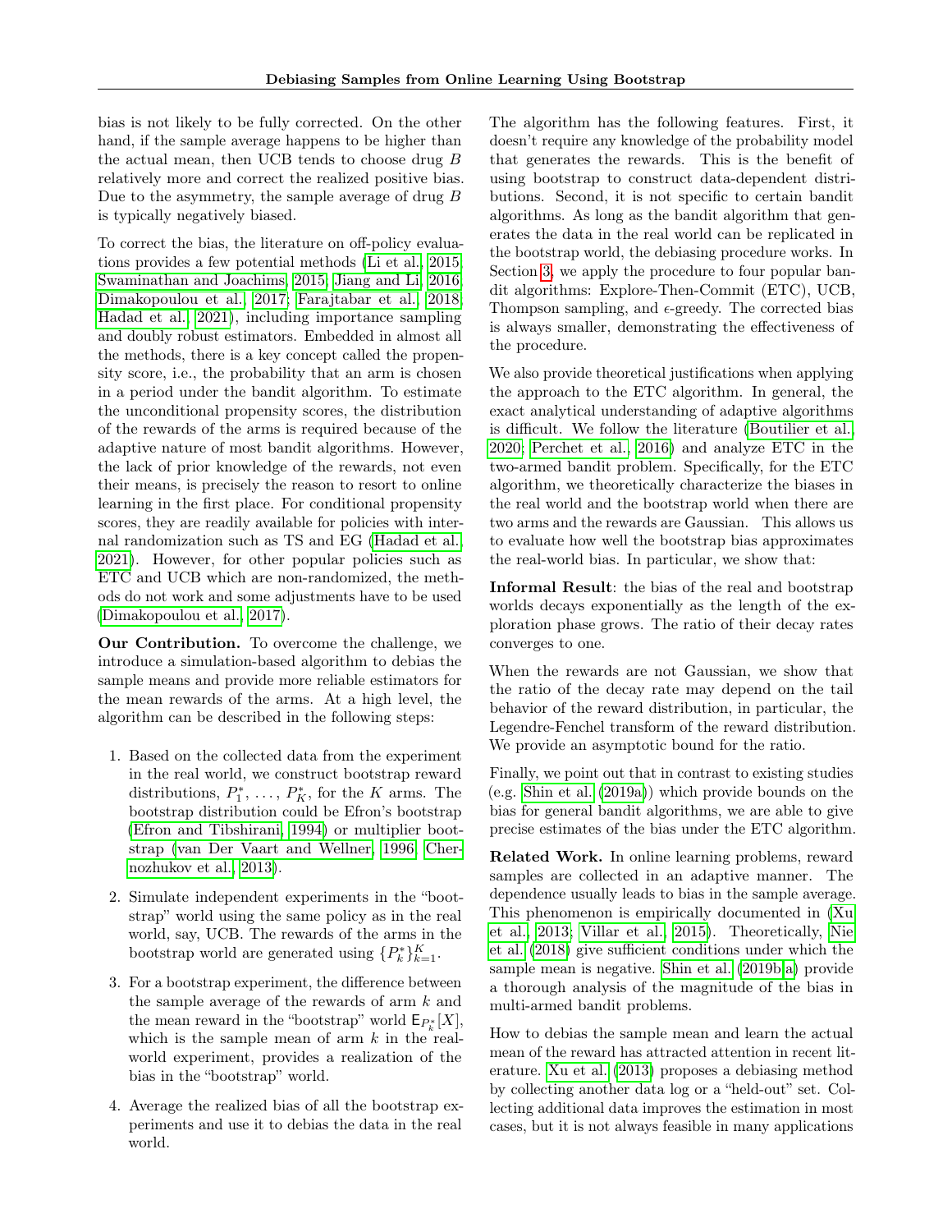bias is not likely to be fully corrected. On the other hand, if the sample average happens to be higher than the actual mean, then UCB tends to choose drug $B$ relatively more and correct the realized positive bias. Due to the asymmetry, the sample average of drug $B$ is typically negatively biased.

To correct the bias, the literature on off-policy evaluations provides a few potential methods (Li et al., 2015; Swaminathan and Joachims, 2015; Jiang and Li, 2016; Dimakopoulou et al., 2017; Farajtabar et al., 2018; Hadad et al., 2021), including importance sampling and doubly robust estimators. Embedded in almost all the methods, there is a key concept called the propensity score, i.e., the probability that an arm is chosen in a period under the bandit algorithm. To estimate the unconditional propensity scores, the distribution of the rewards of the arms is required because of the adaptive nature of most bandit algorithms. However, the lack of prior knowledge of the rewards, not even their means, is precisely the reason to resort to online learning in the first place. For conditional propensity scores, they are readily available for policies with internal randomization such as TS and EG (Hadad et al., 2021). However, for other popular policies such as ETC and UCB which are non-randomized, the methods do not work and some adjustments have to be used (Dimakopoulou et al., 2017).

**Our Contribution.** To overcome the challenge, we introduce a simulation-based algorithm to debias the sample means and provide more reliable estimators for the mean rewards of the arms. At a high level, the algorithm can be described in the following steps:

1. Based on the collected data from the experiment in the real world, we construct bootstrap reward distributions, $P_1^*, \ldots, P_K^*$, for the $K$ arms. The bootstrap distribution could be Efron's bootstrap (Efron and Tibshirani, 1994) or multiplier bootstrap (van Der Vaart and Wellner, 1996; Chernozhukov et al., 2013).
2. Simulate independent experiments in the "bootstrap" world using the same policy as in the real world, say, UCB. The rewards of the arms in the bootstrap world are generated using $\{P_k^*\}_{k=1}^K$.
3. For a bootstrap experiment, the difference between the sample average of the rewards of arm $k$ and the mean reward in the "bootstrap" world $\mathsf{E}_{P_k^*}[X]$, which is the sample mean of arm $k$ in the real-world experiment, provides a realization of the bias in the "bootstrap" world.
4. Average the realized bias of all the bootstrap experiments and use it to debias the data in the real world.

The algorithm has the following features. First, it doesn't require any knowledge of the probability model that generates the rewards. This is the benefit of using bootstrap to construct data-dependent distributions. Second, it is not specific to certain bandit algorithms. As long as the bandit algorithm that generates the data in the real world can be replicated in the bootstrap world, the debiasing procedure works. In Section 3, we apply the procedure to four popular bandit algorithms: Explore-Then-Commit (ETC), UCB, Thompson sampling, and $\epsilon$-greedy. The corrected bias is always smaller, demonstrating the effectiveness of the procedure.

We also provide theoretical justifications when applying the approach to the ETC algorithm. In general, the exact analytical understanding of adaptive algorithms is difficult. We follow the literature (Boutilier et al., 2020; Perchet et al., 2016) and analyze ETC in the two-armed bandit problem. Specifically, for the ETC algorithm, we theoretically characterize the biases in the real world and the bootstrap world when there are two arms and the rewards are Gaussian. This allows us to evaluate how well the bootstrap bias approximates the real-world bias. In particular, we show that:

**Informal Result**: the bias of the real and bootstrap worlds decays exponentially as the length of the exploration phase grows. The ratio of their decay rates converges to one.

When the rewards are not Gaussian, we show that the ratio of the decay rate may depend on the tail behavior of the reward distribution, in particular, the Legendre-Fenchel transform of the reward distribution. We provide an asymptotic bound for the ratio.

Finally, we point out that in contrast to existing studies (e.g. Shin et al. (2019a)) which provide bounds on the bias for general bandit algorithms, we are able to give precise estimates of the bias under the ETC algorithm.

**Related Work.** In online learning problems, reward samples are collected in an adaptive manner. The dependence usually leads to bias in the sample average. This phenomenon is empirically documented in (Xu et al., 2013; Villar et al., 2015). Theoretically, Nie et al. (2018) give sufficient conditions under which the sample mean is negative. Shin et al. (2019b,a) provide a thorough analysis of the magnitude of the bias in multi-armed bandit problems.

How to debias the sample mean and learn the actual mean of the reward has attracted attention in recent literature. Xu et al. (2013) proposes a debiasing method by collecting another data log or a "held-out" set. Collecting additional data improves the estimation in most cases, but it is not always feasible in many applications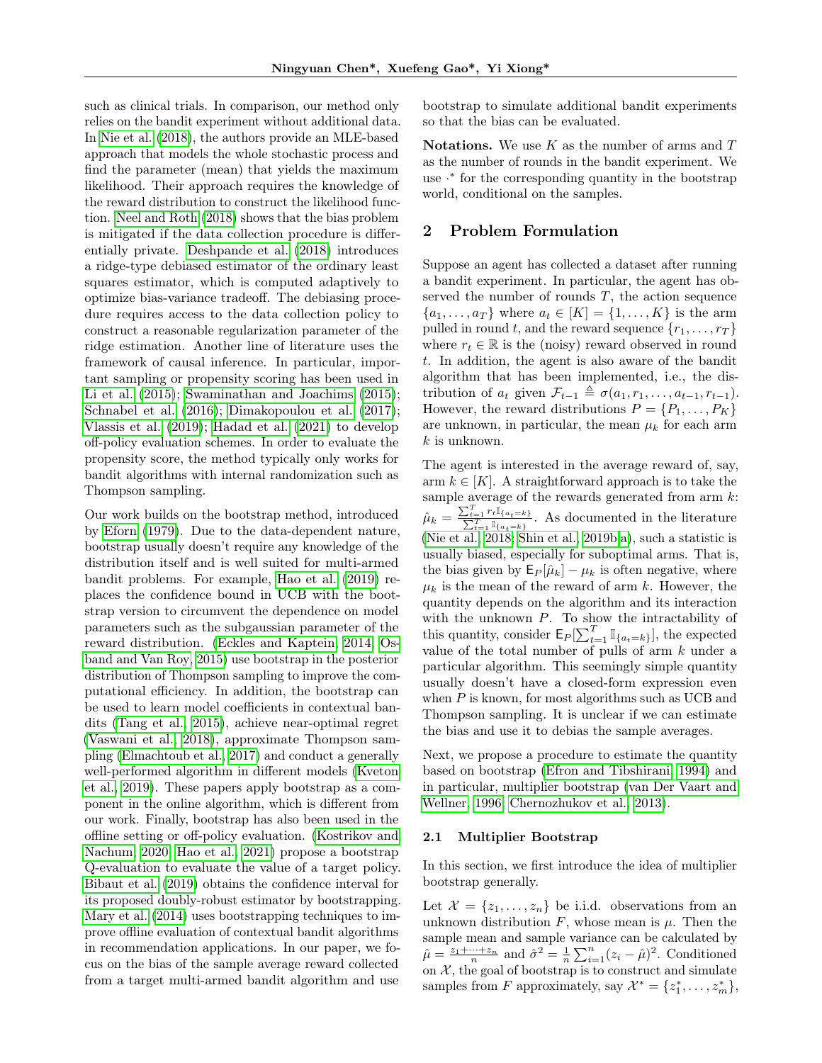such as clinical trials. In comparison, our method only relies on the bandit experiment without additional data. In Nie et al. (2018), the authors provide an MLE-based approach that models the whole stochastic process and find the parameter (mean) that yields the maximum likelihood. Their approach requires the knowledge of the reward distribution to construct the likelihood function. Neel and Roth (2018) shows that the bias problem is mitigated if the data collection procedure is differentially private. Deshpande et al. (2018) introduces a ridge-type debiased estimator of the ordinary least squares estimator, which is computed adaptively to optimize bias-variance tradeoff. The debiasing procedure requires access to the data collection policy to construct a reasonable regularization parameter of the ridge estimation. Another line of literature uses the framework of causal inference. In particular, important sampling or propensity scoring has been used in Li et al. (2015); Swaminathan and Joachims (2015); Schnabel et al. (2016); Dimakopoulou et al. (2017); Vlassis et al. (2019); Hadad et al. (2021) to develop off-policy evaluation schemes. In order to evaluate the propensity score, the method typically only works for bandit algorithms with internal randomization such as Thompson sampling.

Our work builds on the bootstrap method, introduced by Eforn (1979). Due to the data-dependent nature, bootstrap usually doesn't require any knowledge of the distribution itself and is well suited for multi-armed bandit problems. For example, Hao et al. (2019) replaces the confidence bound in UCB with the bootstrap version to circumvent the dependence on model parameters such as the subgaussian parameter of the reward distribution. (Eckles and Kaptein, 2014; Osband and Van Roy, 2015) use bootstrap in the posterior distribution of Thompson sampling to improve the computational efficiency. In addition, the bootstrap can be used to learn model coefficients in contextual bandits (Tang et al., 2015), achieve near-optimal regret (Vaswani et al., 2018), approximate Thompson sampling (Elmachtoub et al., 2017) and conduct a generally well-performed algorithm in different models (Kveton et al., 2019). These papers apply bootstrap as a component in the online algorithm, which is different from our work. Finally, bootstrap has also been used in the offline setting or off-policy evaluation. (Kostrikov and Nachum, 2020; Hao et al., 2021) propose a bootstrap Q-evaluation to evaluate the value of a target policy. Bibaut et al. (2019) obtains the confidence interval for its proposed doubly-robust estimator by bootstrapping. Mary et al. (2014) uses bootstrapping techniques to improve offline evaluation of contextual bandit algorithms in recommendation applications. In our paper, we focus on the bias of the sample average reward collected from a target multi-armed bandit algorithm and use bootstrap to simulate additional bandit experiments so that the bias can be evaluated.

**Notations.** We use $K$ as the number of arms and $T$ as the number of rounds in the bandit experiment. We use $\cdot^*$ for the corresponding quantity in the bootstrap world, conditional on the samples.

## 2 Problem Formulation

Suppose an agent has collected a dataset after running a bandit experiment. In particular, the agent has observed the number of rounds $T$, the action sequence $\{a_1, \ldots, a_T\}$ where $a_t \in [K] = \{1, \ldots, K\}$ is the arm pulled in round $t$, and the reward sequence $\{r_1, \ldots, r_T\}$ where $r_t \in \mathbb{R}$ is the (noisy) reward observed in round $t$. In addition, the agent is also aware of the bandit algorithm that has been implemented, i.e., the distribution of $a_t$ given $\mathcal{F}_{t-1} \triangleq \sigma(a_1, r_1, \ldots, a_{t-1}, r_{t-1})$. However, the reward distributions $P = \{P_1, \ldots, P_K\}$ are unknown, in particular, the mean $\mu_k$ for each arm $k$ is unknown.

The agent is interested in the average reward of, say, arm $k \in [K]$. A straightforward approach is to take the sample average of the rewards generated from arm $k$: $\hat{\mu}_k = \frac{\sum_{t=1}^T r_t \mathbb{I}_{\{a_t=k\}}}{\sum_{t=1}^T \mathbb{I}_{\{a_t=k\}}}$. As documented in the literature (Nie et al., 2018; Shin et al., 2019b,a), such a statistic is usually biased, especially for suboptimal arms. That is, the bias given by $\mathsf{E}_P[\hat{\mu}_k] - \mu_k$ is often negative, where $\mu_k$ is the mean of the reward of arm $k$. However, the quantity depends on the algorithm and its interaction with the unknown $P$. To show the intractability of this quantity, consider $\mathsf{E}_P[\sum_{t=1}^T \mathbb{I}_{\{a_t=k\}}]$, the expected value of the total number of pulls of arm $k$ under a particular algorithm. This seemingly simple quantity usually doesn't have a closed-form expression even when $P$ is known, for most algorithms such as UCB and Thompson sampling. It is unclear if we can estimate the bias and use it to debias the sample averages.

Next, we propose a procedure to estimate the quantity based on bootstrap (Efron and Tibshirani, 1994) and in particular, multiplier bootstrap (van Der Vaart and Wellner, 1996; Chernozhukov et al., 2013).

### 2.1 Multiplier Bootstrap

In this section, we first introduce the idea of multiplier bootstrap generally.

Let $\mathcal{X} = \{z_1, \ldots, z_n\}$ be i.i.d. observations from an unknown distribution $F$, whose mean is $\mu$. Then the sample mean and sample variance can be calculated by $\hat{\mu} = \frac{z_1 + \cdots + z_n}{n}$ and $\hat{\sigma}^2 = \frac{1}{n}\sum_{i=1}^n (z_i - \hat{\mu})^2$. Conditioned on $\mathcal{X}$, the goal of bootstrap is to construct and simulate samples from $F$ approximately, say $\mathcal{X}^* = \{z_1^*, \ldots, z_m^*\}$,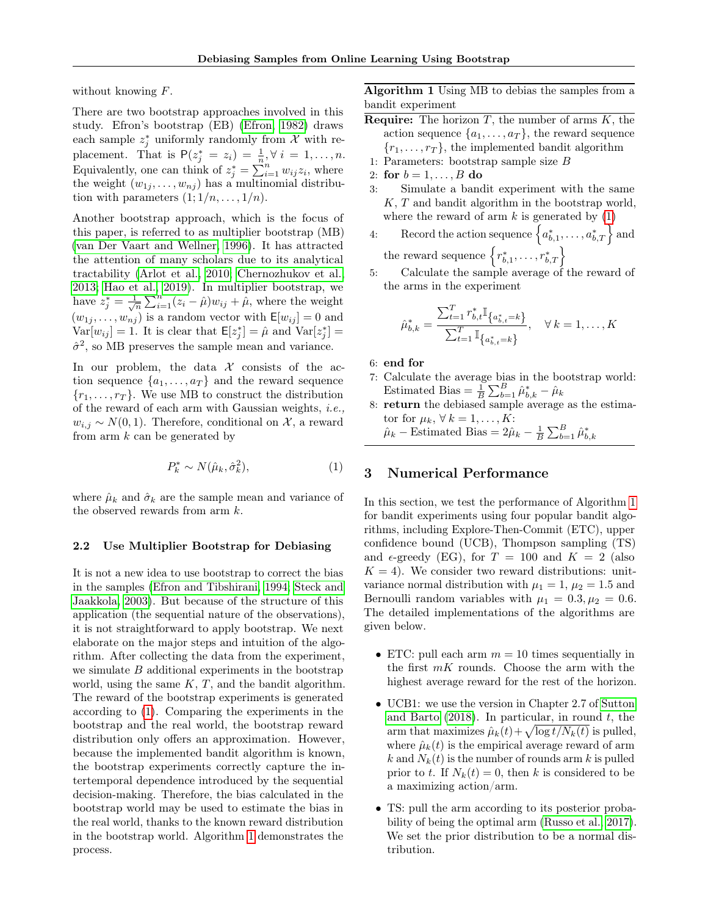without knowing $F$.

There are two bootstrap approaches involved in this study. Efron's bootstrap (EB) (Efron, 1982) draws each sample $z_j^*$ uniformly randomly from $\mathcal{X}$ with replacement. That is $\mathsf{P}(z_j^* = z_i) = \frac{1}{n}, \forall\, i = 1, \ldots, n$. Equivalently, one can think of $z_j^* = \sum_{i=1}^n w_{ij} z_i$, where the weight $(w_{1j}, \ldots, w_{nj})$ has a multinomial distribution with parameters $(1; 1/n, \ldots, 1/n)$.

Another bootstrap approach, which is the focus of this paper, is referred to as multiplier bootstrap (MB) (van Der Vaart and Wellner, 1996). It has attracted the attention of many scholars due to its analytical tractability (Arlot et al., 2010; Chernozhukov et al., 2013; Hao et al., 2019). In multiplier bootstrap, we have $z_j^* = \frac{1}{\sqrt{n}} \sum_{i=1}^n (z_i - \hat{\mu}) w_{ij} + \hat{\mu}$, where the weight $(w_{1j}, \ldots, w_{nj})$ is a random vector with $\mathsf{E}[w_{ij}] = 0$ and $\mathrm{Var}[w_{ij}] = 1$. It is clear that $\mathsf{E}[z_j^*] = \hat{\mu}$ and $\mathrm{Var}[z_j^*] = \hat{\sigma}^2$, so MB preserves the sample mean and variance.

In our problem, the data $\mathcal{X}$ consists of the action sequence $\{a_1, \ldots, a_T\}$ and the reward sequence $\{r_1, \ldots, r_T\}$. We use MB to construct the distribution of the reward of each arm with Gaussian weights, *i.e.,* $w_{i,j} \sim N(0, 1)$. Therefore, conditional on $\mathcal{X}$, a reward from arm $k$ can be generated by

$$P_k^* \sim N(\hat{\mu}_k, \hat{\sigma}_k^2), \tag{1}$$

where $\hat{\mu}_k$ and $\hat{\sigma}_k$ are the sample mean and variance of the observed rewards from arm $k$.

### 2.2 Use Multiplier Bootstrap for Debiasing

It is not a new idea to use bootstrap to correct the bias in the samples (Efron and Tibshirani, 1994; Steck and Jaakkola, 2003). But because of the structure of this application (the sequential nature of the observations), it is not straightforward to apply bootstrap. We next elaborate on the major steps and intuition of the algorithm. After collecting the data from the experiment, we simulate $B$ additional experiments in the bootstrap world, using the same $K$, $T$, and the bandit algorithm. The reward of the bootstrap experiments is generated according to (1). Comparing the experiments in the bootstrap and the real world, the bootstrap reward distribution only offers an approximation. However, because the implemented bandit algorithm is known, the bootstrap experiments correctly capture the intertemporal dependence introduced by the sequential decision-making. Therefore, the bias calculated in the bootstrap world may be used to estimate the bias in the real world, thanks to the known reward distribution in the bootstrap world. Algorithm 1 demonstrates the process.

---

**Algorithm 1** Using MB to debias the samples from a bandit experiment

---

**Require:** The horizon $T$, the number of arms $K$, the action sequence $\{a_1, \ldots, a_T\}$, the reward sequence $\{r_1, \ldots, r_T\}$, the implemented bandit algorithm

1: Parameters: bootstrap sample size $B$

2: **for** $b = 1, \ldots, B$ **do**

3: Simulate a bandit experiment with the same $K$, $T$ and bandit algorithm in the bootstrap world, where the reward of arm $k$ is generated by (1)

4: Record the action sequence $\left\{a_{b,1}^*, \ldots, a_{b,T}^*\right\}$ and the reward sequence $\left\{r_{b,1}^*, \ldots, r_{b,T}^*\right\}$

5: Calculate the sample average of the reward of the arms in the experiment

$$\hat{\mu}_{b,k}^* = \frac{\sum_{t=1}^T r_{b,t}^* \mathbb{I}_{\left\{a_{b,t}^* = k\right\}}}{\sum_{t=1}^T \mathbb{I}_{\left\{a_{b,t}^* = k\right\}}}, \quad \forall\, k = 1, \ldots, K$$

6: **end for**

7: Calculate the average bias in the bootstrap world: Estimated Bias $= \frac{1}{B} \sum_{b=1}^B \hat{\mu}_{b,k}^* - \hat{\mu}_k$

8: **return** the debiased sample average as the estimator for $\mu_k$, $\forall\, k = 1, \ldots, K$:
$\hat{\mu}_k -$ Estimated Bias $= 2\hat{\mu}_k - \frac{1}{B} \sum_{b=1}^B \hat{\mu}_{b,k}^*$

---

## 3 Numerical Performance

In this section, we test the performance of Algorithm 1 for bandit experiments using four popular bandit algorithms, including Explore-Then-Commit (ETC), upper confidence bound (UCB), Thompson sampling (TS) and $\epsilon$-greedy (EG), for $T = 100$ and $K = 2$ (also $K = 4$). We consider two reward distributions: unit-variance normal distribution with $\mu_1 = 1$, $\mu_2 = 1.5$ and Bernoulli random variables with $\mu_1 = 0.3, \mu_2 = 0.6$. The detailed implementations of the algorithms are given below.

- ETC: pull each arm $m = 10$ times sequentially in the first $mK$ rounds. Choose the arm with the highest average reward for the rest of the horizon.
- UCB1: we use the version in Chapter 2.7 of Sutton and Barto (2018). In particular, in round $t$, the arm that maximizes $\hat{\mu}_k(t) + \sqrt{\log t / N_k(t)}$ is pulled, where $\hat{\mu}_k(t)$ is the empirical average reward of arm $k$ and $N_k(t)$ is the number of rounds arm $k$ is pulled prior to $t$. If $N_k(t) = 0$, then $k$ is considered to be a maximizing action/arm.
- TS: pull the arm according to its posterior probability of being the optimal arm (Russo et al., 2017). We set the prior distribution to be a normal distribution.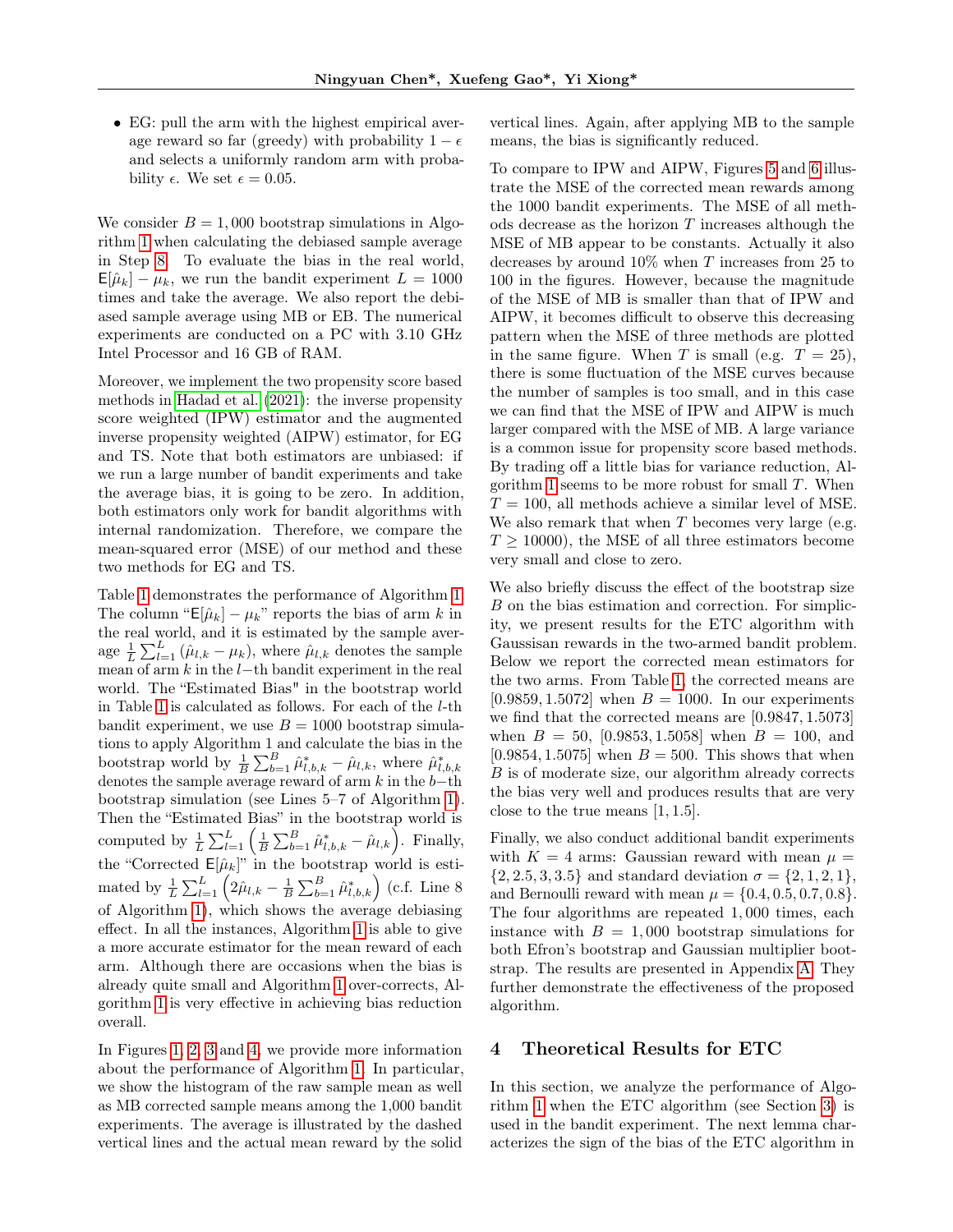- EG: pull the arm with the highest empirical average reward so far (greedy) with probability $1-\epsilon$ and selects a uniformly random arm with probability $\epsilon$. We set $\epsilon = 0.05$.

We consider $B = 1,000$ bootstrap simulations in Algorithm 1 when calculating the debiased sample average in Step 8. To evaluate the bias in the real world, $\mathsf{E}[\hat{\mu}_k] - \mu_k$, we run the bandit experiment $L = 1000$ times and take the average. We also report the debiased sample average using MB or EB. The numerical experiments are conducted on a PC with 3.10 GHz Intel Processor and 16 GB of RAM.

Moreover, we implement the two propensity score based methods in Hadad et al. (2021): the inverse propensity score weighted (IPW) estimator and the augmented inverse propensity weighted (AIPW) estimator, for EG and TS. Note that both estimators are unbiased: if we run a large number of bandit experiments and take the average bias, it is going to be zero. In addition, both estimators only work for bandit algorithms with internal randomization. Therefore, we compare the mean-squared error (MSE) of our method and these two methods for EG and TS.

Table 1 demonstrates the performance of Algorithm 1. The column "$\mathsf{E}[\hat{\mu}_k] - \mu_k$" reports the bias of arm $k$ in the real world, and it is estimated by the sample average $\frac{1}{L}\sum_{l=1}^{L}(\hat{\mu}_{l,k} - \mu_k)$, where $\hat{\mu}_{l,k}$ denotes the sample mean of arm $k$ in the $l-$th bandit experiment in the real world. The "Estimated Bias" in the bootstrap world in Table 1 is calculated as follows. For each of the $l$-th bandit experiment, we use $B = 1000$ bootstrap simulations to apply Algorithm 1 and calculate the bias in the bootstrap world by $\frac{1}{B}\sum_{b=1}^{B}\hat{\mu}^*_{l,b,k} - \hat{\mu}_{l,k}$, where $\hat{\mu}^*_{l,b,k}$ denotes the sample average reward of arm $k$ in the $b-$th bootstrap simulation (see Lines 5–7 of Algorithm 1). Then the "Estimated Bias" in the bootstrap world is computed by $\frac{1}{L}\sum_{l=1}^{L}\left(\frac{1}{B}\sum_{b=1}^{B}\hat{\mu}^*_{l,b,k} - \hat{\mu}_{l,k}\right)$. Finally, the "Corrected $\mathsf{E}[\hat{\mu}_k]$" in the bootstrap world is estimated by $\frac{1}{L}\sum_{l=1}^{L}\left(2\hat{\mu}_{l,k} - \frac{1}{B}\sum_{b=1}^{B}\hat{\mu}^*_{l,b,k}\right)$ (c.f. Line 8 of Algorithm 1), which shows the average debiasing effect. In all the instances, Algorithm 1 is able to give a more accurate estimator for the mean reward of each arm. Although there are occasions when the bias is already quite small and Algorithm 1 over-corrects, Algorithm 1 is very effective in achieving bias reduction overall.

In Figures 1, 2, 3 and 4, we provide more information about the performance of Algorithm 1. In particular, we show the histogram of the raw sample mean as well as MB corrected sample means among the 1,000 bandit experiments. The average is illustrated by the dashed vertical lines and the actual mean reward by the solid vertical lines. Again, after applying MB to the sample means, the bias is significantly reduced.

To compare to IPW and AIPW, Figures 5 and 6 illustrate the MSE of the corrected mean rewards among the 1000 bandit experiments. The MSE of all methods decrease as the horizon $T$ increases although the MSE of MB appear to be constants. Actually it also decreases by around 10% when $T$ increases from 25 to 100 in the figures. However, because the magnitude of the MSE of MB is smaller than that of IPW and AIPW, it becomes difficult to observe this decreasing pattern when the MSE of three methods are plotted in the same figure. When $T$ is small (e.g. $T = 25$), there is some fluctuation of the MSE curves because the number of samples is too small, and in this case we can find that the MSE of IPW and AIPW is much larger compared with the MSE of MB. A large variance is a common issue for propensity score based methods. By trading off a little bias for variance reduction, Algorithm 1 seems to be more robust for small $T$. When $T = 100$, all methods achieve a similar level of MSE. We also remark that when $T$ becomes very large (e.g. $T \geq 10000$), the MSE of all three estimators become very small and close to zero.

We also briefly discuss the effect of the bootstrap size $B$ on the bias estimation and correction. For simplicity, we present results for the ETC algorithm with Gaussisan rewards in the two-armed bandit problem. Below we report the corrected mean estimators for the two arms. From Table 1, the corrected means are $[0.9859, 1.5072]$ when $B = 1000$. In our experiments we find that the corrected means are $[0.9847, 1.5073]$ when $B = 50$, $[0.9853, 1.5058]$ when $B = 100$, and $[0.9854, 1.5075]$ when $B = 500$. This shows that when $B$ is of moderate size, our algorithm already corrects the bias very well and produces results that are very close to the true means $[1, 1.5]$.

Finally, we also conduct additional bandit experiments with $K = 4$ arms: Gaussian reward with mean $\mu = \{2, 2.5, 3, 3.5\}$ and standard deviation $\sigma = \{2, 1, 2, 1\}$, and Bernoulli reward with mean $\mu = \{0.4, 0.5, 0.7, 0.8\}$. The four algorithms are repeated 1,000 times, each instance with $B = 1,000$ bootstrap simulations for both Efron's bootstrap and Gaussian multiplier bootstrap. The results are presented in Appendix A. They further demonstrate the effectiveness of the proposed algorithm.

## 4 Theoretical Results for ETC

In this section, we analyze the performance of Algorithm 1 when the ETC algorithm (see Section 3) is used in the bandit experiment. The next lemma characterizes the sign of the bias of the ETC algorithm in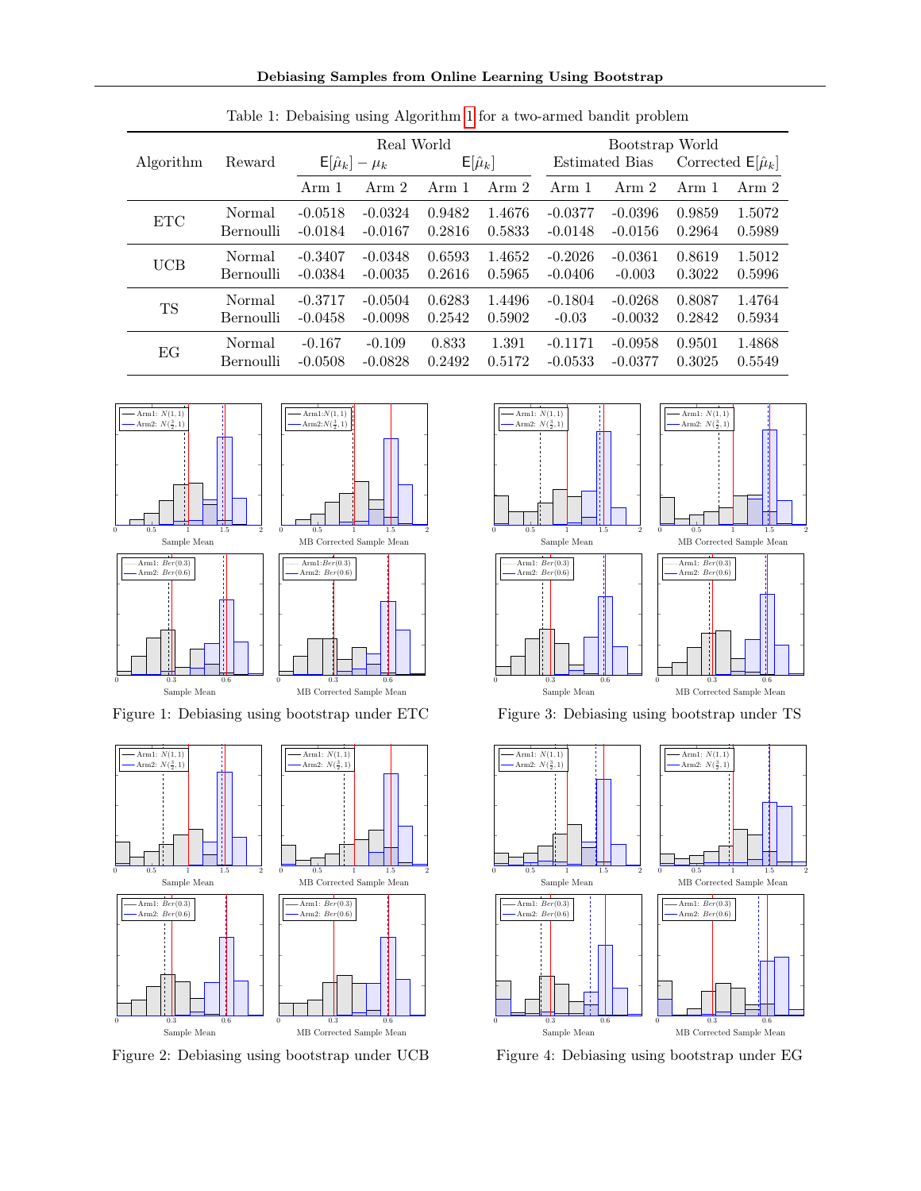Table 1: Debaising using Algorithm 1 for a two-armed bandit problem

| Algorithm | Reward | Real World | | | | Bootstrap World | | | |
|---|---|---|---|---|---|---|---|---|---|
| | | $\mathsf{E}[\hat{\mu}_k] - \mu_k$ | | $\mathsf{E}[\hat{\mu}_k]$ | | Estimated Bias | | Corrected $\mathsf{E}[\hat{\mu}_k]$ | |
| | | Arm 1 | Arm 2 | Arm 1 | Arm 2 | Arm 1 | Arm 2 | Arm 1 | Arm 2 |
| ETC | Normal | -0.0518 | -0.0324 | 0.9482 | 1.4676 | -0.0377 | -0.0396 | 0.9859 | 1.5072 |
| | Bernoulli | -0.0184 | -0.0167 | 0.2816 | 0.5833 | -0.0148 | -0.0156 | 0.2964 | 0.5989 |
| UCB | Normal | -0.3407 | -0.0348 | 0.6593 | 1.4652 | -0.2026 | -0.0361 | 0.8619 | 1.5012 |
| | Bernoulli | -0.0384 | -0.0035 | 0.2616 | 0.5965 | -0.0406 | -0.003 | 0.3022 | 0.5996 |
| TS | Normal | -0.3717 | -0.0504 | 0.6283 | 1.4496 | -0.1804 | -0.0268 | 0.8087 | 1.4764 |
| | Bernoulli | -0.0458 | -0.0098 | 0.2542 | 0.5902 | -0.03 | -0.0032 | 0.2842 | 0.5934 |
| EG | Normal | -0.167 | -0.109 | 0.833 | 1.391 | -0.1171 | -0.0958 | 0.9501 | 1.4868 |
| | Bernoulli | -0.0508 | -0.0828 | 0.2492 | 0.5172 | -0.0533 | -0.0377 | 0.3025 | 0.5549 |

Figure 1: Debiasing using bootstrap under ETC

Figure 2: Debiasing using bootstrap under UCB

Figure 3: Debiasing using bootstrap under TS

Figure 4: Debiasing using bootstrap under EG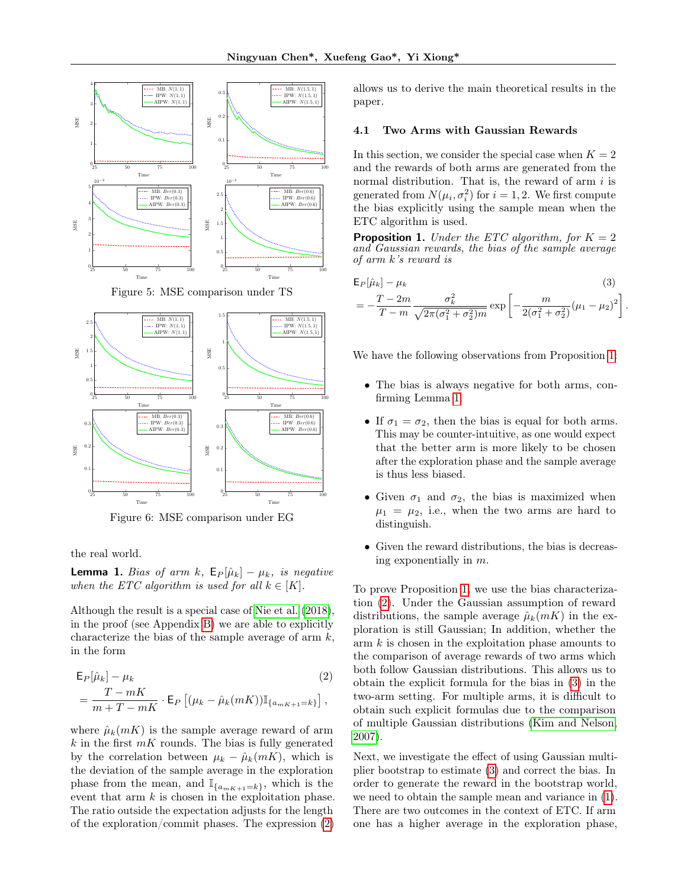Figure 5: MSE comparison under TS

Figure 6: MSE comparison under EG

the real world.

**Lemma 1.** *Bias of arm $k$, $\mathsf{E}_P[\hat{\mu}_k] - \mu_k$, is negative when the ETC algorithm is used for all $k \in [K]$.*

Although the result is a special case of Nie et al. (2018), in the proof (see Appendix B) we are able to explicitly characterize the bias of the sample average of arm $k$, in the form

$$\mathsf{E}_P[\hat{\mu}_k] - \mu_k = \frac{T - mK}{m + T - mK} \cdot \mathsf{E}_P\left[(\mu_k - \hat{\mu}_k(mK))\mathbb{I}_{\{a_{mK+1}=k\}}\right], \tag{2}$$

where $\hat{\mu}_k(mK)$ is the sample average reward of arm $k$ in the first $mK$ rounds. The bias is fully generated by the correlation between $\mu_k - \hat{\mu}_k(mK)$, which is the deviation of the sample average in the exploration phase from the mean, and $\mathbb{I}_{\{a_{mK+1}=k\}}$, which is the event that arm $k$ is chosen in the exploitation phase. The ratio outside the expectation adjusts for the length of the exploration/commit phases. The expression (2) allows us to derive the main theoretical results in the paper.

### 4.1 Two Arms with Gaussian Rewards

In this section, we consider the special case when $K = 2$ and the rewards of both arms are generated from the normal distribution. That is, the reward of arm $i$ is generated from $N(\mu_i, \sigma_i^2)$ for $i = 1, 2$. We first compute the bias explicitly using the sample mean when the ETC algorithm is used.

**Proposition 1.** *Under the ETC algorithm, for $K = 2$ and Gaussian rewards, the bias of the sample average of arm $k$'s reward is*

$$\mathsf{E}_P[\hat{\mu}_k] - \mu_k = -\frac{T - 2m}{T - m} \frac{\sigma_k^2}{\sqrt{2\pi(\sigma_1^2 + \sigma_2^2)m}} \exp\left[-\frac{m}{2(\sigma_1^2 + \sigma_2^2)}(\mu_1 - \mu_2)^2\right]. \tag{3}$$

We have the following observations from Proposition 1:

- The bias is always negative for both arms, confirming Lemma 1.
- If $\sigma_1 = \sigma_2$, then the bias is equal for both arms. This may be counter-intuitive, as one would expect that the better arm is more likely to be chosen after the exploration phase and the sample average is thus less biased.
- Given $\sigma_1$ and $\sigma_2$, the bias is maximized when $\mu_1 = \mu_2$, i.e., when the two arms are hard to distinguish.
- Given the reward distributions, the bias is decreasing exponentially in $m$.

To prove Proposition 1, we use the bias characterization (2). Under the Gaussian assumption of reward distributions, the sample average $\hat{\mu}_k(mK)$ in the exploration phase is still Gaussian; In addition, whether the arm $k$ is chosen in the exploitation phase amounts to the comparison of average rewards of two arms which both follow Gaussian distributions. This allows us to obtain the explicit formula for the bias in (3) in the two-arm setting. For multiple arms, it is difficult to obtain such explicit formulas due to the comparison of multiple Gaussian distributions (Kim and Nelson, 2007).

Next, we investigate the effect of using Gaussian multiplier bootstrap to estimate (3) and correct the bias. In order to generate the reward in the bootstrap world, we need to obtain the sample mean and variance in (1). There are two outcomes in the context of ETC. If arm one has a higher average in the exploration phase,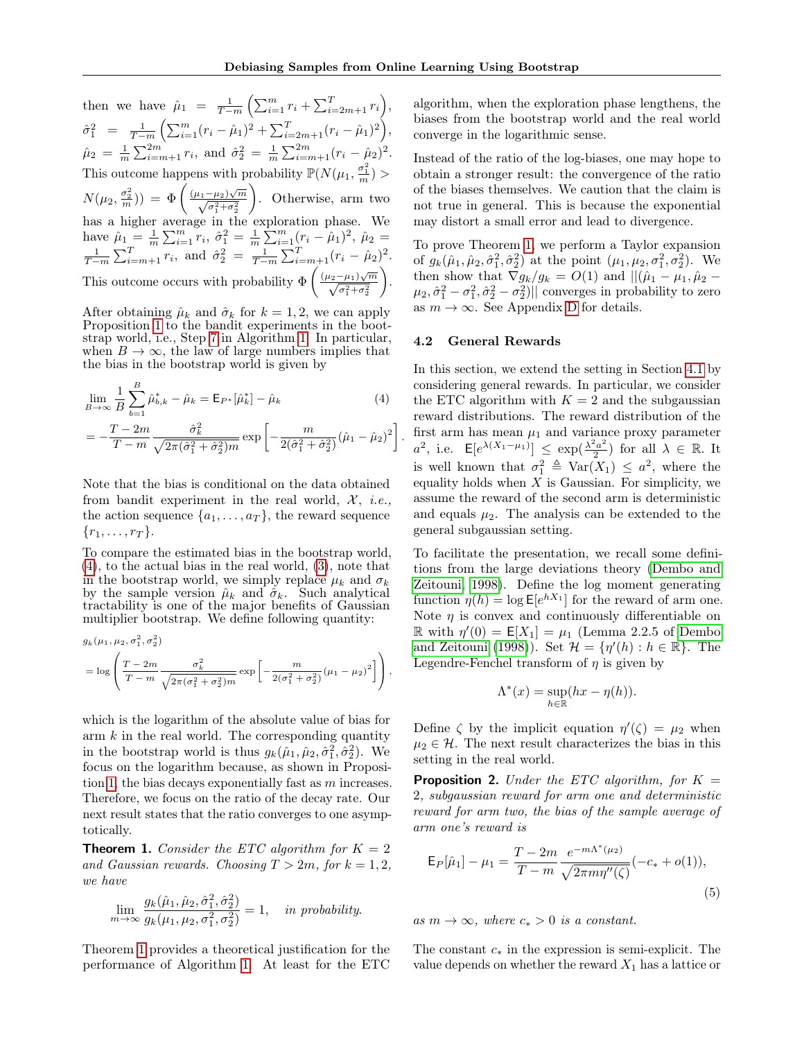then we have $\hat{\mu}_1 = \frac{1}{T-m}\left(\sum_{i=1}^m r_i + \sum_{i=2m+1}^T r_i\right)$, $\hat{\sigma}_1^2 = \frac{1}{T-m}\left(\sum_{i=1}^m (r_i - \hat{\mu}_1)^2 + \sum_{i=2m+1}^T (r_i - \hat{\mu}_1)^2\right)$, $\hat{\mu}_2 = \frac{1}{m}\sum_{i=m+1}^{2m} r_i$, and $\hat{\sigma}_2^2 = \frac{1}{m}\sum_{i=m+1}^{2m}(r_i - \hat{\mu}_2)^2$. This outcome happens with probability $\mathbb{P}(N(\mu_1, \frac{\sigma_1^2}{m}) > N(\mu_2, \frac{\sigma_2^2}{m})) = \Phi\left(\frac{(\mu_1-\mu_2)\sqrt{m}}{\sqrt{\sigma_1^2+\sigma_2^2}}\right)$. Otherwise, arm two has a higher average in the exploration phase. We have $\hat{\mu}_1 = \frac{1}{m}\sum_{i=1}^m r_i$, $\hat{\sigma}_1^2 = \frac{1}{m}\sum_{i=1}^m (r_i - \hat{\mu}_1)^2$, $\hat{\mu}_2 = \frac{1}{T-m}\sum_{i=m+1}^T r_i$, and $\hat{\sigma}_2^2 = \frac{1}{T-m}\sum_{i=m+1}^T (r_i - \hat{\mu}_2)^2$. This outcome occurs with probability $\Phi\left(\frac{(\mu_2-\mu_1)\sqrt{m}}{\sqrt{\sigma_1^2+\sigma_2^2}}\right)$.

After obtaining $\hat{\mu}_k$ and $\hat{\sigma}_k$ for $k = 1, 2$, we can apply Proposition 1 to the bandit experiments in the bootstrap world, i.e., Step 7 in Algorithm 1. In particular, when $B \to \infty$, the law of large numbers implies that the bias in the bootstrap world is given by

$$\lim_{B\to\infty} \frac{1}{B}\sum_{b=1}^B \hat{\mu}_{b,k}^* - \hat{\mu}_k = \mathsf{E}_{P^*}[\hat{\mu}_k^*] - \hat{\mu}_k \tag{4}$$
$$= -\frac{T-2m}{T-m}\frac{\hat{\sigma}_k^2}{\sqrt{2\pi(\hat{\sigma}_1^2+\hat{\sigma}_2^2)m}}\exp\left[-\frac{m}{2(\hat{\sigma}_1^2+\hat{\sigma}_2^2)}(\hat{\mu}_1-\hat{\mu}_2)^2\right].$$

Note that the bias is conditional on the data obtained from bandit experiment in the real world, $\mathcal{X}$, *i.e.*, the action sequence $\{a_1, \ldots, a_T\}$, the reward sequence $\{r_1, \ldots, r_T\}$.

To compare the estimated bias in the bootstrap world, (4), to the actual bias in the real world, (3), note that in the bootstrap world, we simply replace $\mu_k$ and $\sigma_k$ by the sample version $\hat{\mu}_k$ and $\hat{\sigma}_k$. Such analytical tractability is one of the major benefits of Gaussian multiplier bootstrap. We define following quantity:

$$g_k(\mu_1, \mu_2, \sigma_1^2, \sigma_2^2)$$
$$= \log\left(\frac{T-2m}{T-m}\frac{\sigma_k^2}{\sqrt{2\pi(\sigma_1^2+\sigma_2^2)m}}\exp\left[-\frac{m}{2(\sigma_1^2+\sigma_2^2)}(\mu_1-\mu_2)^2\right]\right),$$

which is the logarithm of the absolute value of bias for arm $k$ in the real world. The corresponding quantity in the bootstrap world is thus $g_k(\hat{\mu}_1, \hat{\mu}_2, \hat{\sigma}_1^2, \hat{\sigma}_2^2)$. We focus on the logarithm because, as shown in Proposition 1, the bias decays exponentially fast as $m$ increases. Therefore, we focus on the ratio of the decay rate. Our next result states that the ratio converges to one asymptotically.

**Theorem 1.** *Consider the ETC algorithm for $K = 2$ and Gaussian rewards. Choosing $T > 2m$, for $k = 1, 2$, we have*

$$\lim_{m\to\infty} \frac{g_k(\hat{\mu}_1, \hat{\mu}_2, \hat{\sigma}_1^2, \hat{\sigma}_2^2)}{g_k(\mu_1, \mu_2, \sigma_1^2, \sigma_2^2)} = 1, \quad \textit{in probability.}$$

Theorem 1 provides a theoretical justification for the performance of Algorithm 1. At least for the ETC algorithm, when the exploration phase lengthens, the biases from the bootstrap world and the real world converge in the logarithmic sense.

Instead of the ratio of the log-biases, one may hope to obtain a stronger result: the convergence of the ratio of the biases themselves. We caution that the claim is not true in general. This is because the exponential may distort a small error and lead to divergence.

To prove Theorem 1, we perform a Taylor expansion of $g_k(\hat{\mu}_1, \hat{\mu}_2, \hat{\sigma}_1^2, \hat{\sigma}_2^2)$ at the point $(\mu_1, \mu_2, \sigma_1^2, \sigma_2^2)$. We then show that $\nabla g_k / g_k = O(1)$ and $||(\hat{\mu}_1 - \mu_1, \hat{\mu}_2 - \mu_2, \hat{\sigma}_1^2 - \sigma_1^2, \hat{\sigma}_2^2 - \sigma_2^2)||$ converges in probability to zero as $m \to \infty$. See Appendix D for details.

### 4.2 General Rewards

In this section, we extend the setting in Section 4.1 by considering general rewards. In particular, we consider the ETC algorithm with $K = 2$ and the subgaussian reward distributions. The reward distribution of the first arm has mean $\mu_1$ and variance proxy parameter $a^2$, i.e. $\mathsf{E}[e^{\lambda(X_1-\mu_1)}] \leq \exp(\frac{\lambda^2 a^2}{2})$ for all $\lambda \in \mathbb{R}$. It is well known that $\sigma_1^2 \triangleq \mathrm{Var}(X_1) \leq a^2$, where the equality holds when $X$ is Gaussian. For simplicity, we assume the reward of the second arm is deterministic and equals $\mu_2$. The analysis can be extended to the general subgaussian setting.

To facilitate the presentation, we recall some definitions from the large deviations theory (Dembo and Zeitouni, 1998). Define the log moment generating function $\eta(h) = \log \mathsf{E}[e^{hX_1}]$ for the reward of arm one. Note $\eta$ is convex and continuously differentiable on $\mathbb{R}$ with $\eta'(0) = \mathsf{E}[X_1] = \mu_1$ (Lemma 2.2.5 of Dembo and Zeitouni (1998)). Set $\mathcal{H} = \{\eta'(h) : h \in \mathbb{R}\}$. The Legendre-Fenchel transform of $\eta$ is given by

$$\Lambda^*(x) = \sup_{h\in\mathbb{R}}(hx - \eta(h)).$$

Define $\zeta$ by the implicit equation $\eta'(\zeta) = \mu_2$ when $\mu_2 \in \mathcal{H}$. The next result characterizes the bias in this setting in the real world.

**Proposition 2.** *Under the ETC algorithm, for $K = 2$, subgaussian reward for arm one and deterministic reward for arm two, the bias of the sample average of arm one's reward is*

$$\mathsf{E}_P[\hat{\mu}_1] - \mu_1 = \frac{T-2m}{T-m}\frac{e^{-m\Lambda^*(\mu_2)}}{\sqrt{2\pi m\eta''(\zeta)}}(-c_* + o(1)), \tag{5}$$

*as $m \to \infty$, where $c_* > 0$ is a constant.*

The constant $c_*$ in the expression is semi-explicit. The value depends on whether the reward $X_1$ has a lattice or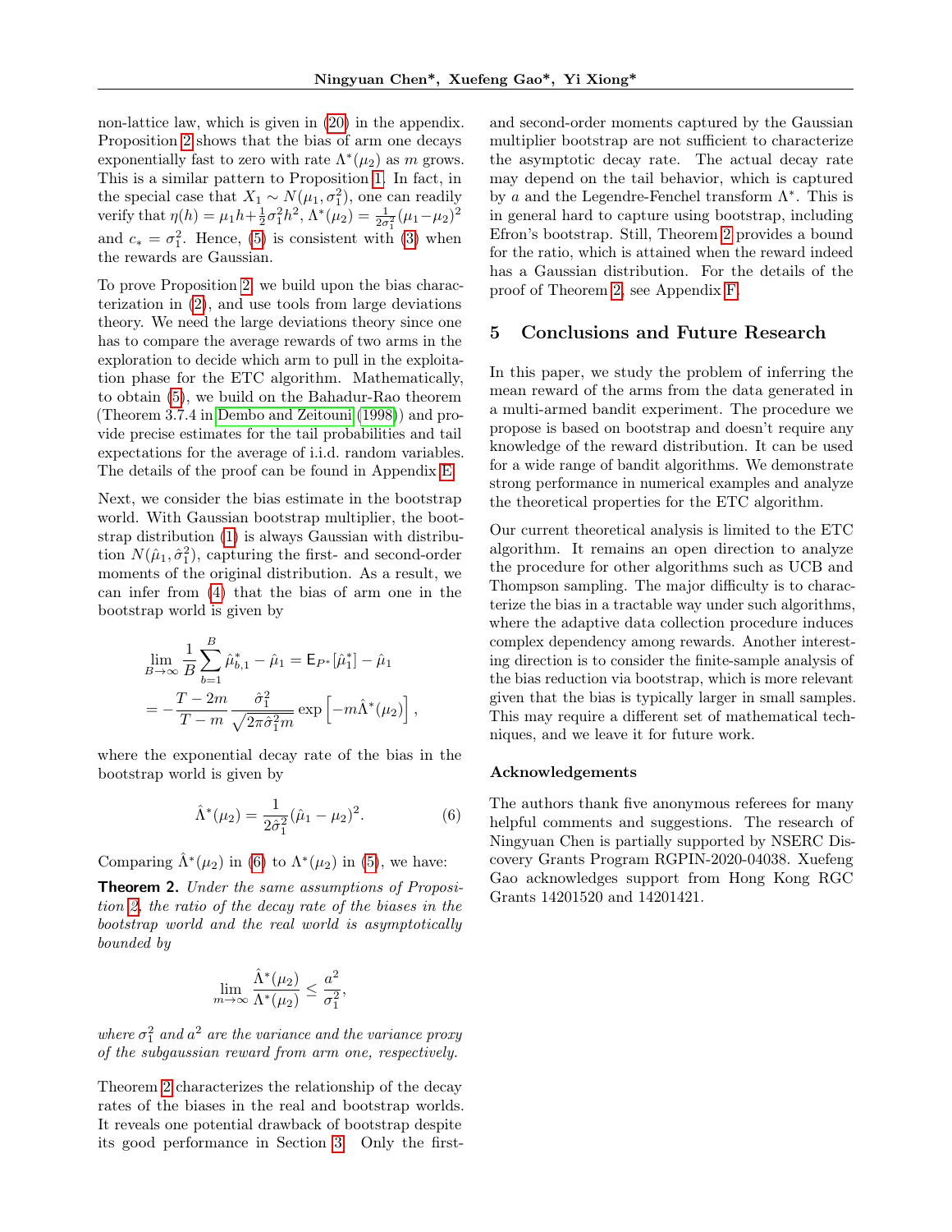non-lattice law, which is given in (20) in the appendix. Proposition 2 shows that the bias of arm one decays exponentially fast to zero with rate $\Lambda^*(\mu_2)$ as $m$ grows. This is a similar pattern to Proposition 1. In fact, in the special case that $X_1 \sim N(\mu_1, \sigma_1^2)$, one can readily verify that $\eta(h) = \mu_1 h + \frac{1}{2}\sigma_1^2 h^2$, $\Lambda^*(\mu_2) = \frac{1}{2\sigma_1^2}(\mu_1 - \mu_2)^2$ and $c_* = \sigma_1^2$. Hence, (5) is consistent with (3) when the rewards are Gaussian.

To prove Proposition 2, we build upon the bias characterization in (2), and use tools from large deviations theory. We need the large deviations theory since one has to compare the average rewards of two arms in the exploration to decide which arm to pull in the exploitation phase for the ETC algorithm. Mathematically, to obtain (5), we build on the Bahadur-Rao theorem (Theorem 3.7.4 in Dembo and Zeitouni (1998)) and provide precise estimates for the tail probabilities and tail expectations for the average of i.i.d. random variables. The details of the proof can be found in Appendix E.

Next, we consider the bias estimate in the bootstrap world. With Gaussian bootstrap multiplier, the bootstrap distribution (1) is always Gaussian with distribution $N(\hat{\mu}_1, \hat{\sigma}_1^2)$, capturing the first- and second-order moments of the original distribution. As a result, we can infer from (4) that the bias of arm one in the bootstrap world is given by

$$\lim_{B\to\infty} \frac{1}{B}\sum_{b=1}^{B} \hat{\mu}_{b,1}^* - \hat{\mu}_1 = \mathsf{E}_{P^*}[\hat{\mu}_1^*] - \hat{\mu}_1$$
$$= -\frac{T-2m}{T-m}\frac{\hat{\sigma}_1^2}{\sqrt{2\pi\hat{\sigma}_1^2 m}}\exp\left[-m\hat{\Lambda}^*(\mu_2)\right],$$

where the exponential decay rate of the bias in the bootstrap world is given by

$$\hat{\Lambda}^*(\mu_2) = \frac{1}{2\hat{\sigma}_1^2}(\hat{\mu}_1 - \mu_2)^2. \tag{6}$$

Comparing $\hat{\Lambda}^*(\mu_2)$ in (6) to $\Lambda^*(\mu_2)$ in (5), we have:

**Theorem 2.** *Under the same assumptions of Proposition 2, the ratio of the decay rate of the biases in the bootstrap world and the real world is asymptotically bounded by*

$$\lim_{m\to\infty} \frac{\hat{\Lambda}^*(\mu_2)}{\Lambda^*(\mu_2)} \le \frac{a^2}{\sigma_1^2},$$

*where $\sigma_1^2$ and $a^2$ are the variance and the variance proxy of the subgaussian reward from arm one, respectively.*

Theorem 2 characterizes the relationship of the decay rates of the biases in the real and bootstrap worlds. It reveals one potential drawback of bootstrap despite its good performance in Section 3. Only the first- and second-order moments captured by the Gaussian multiplier bootstrap are not sufficient to characterize the asymptotic decay rate. The actual decay rate may depend on the tail behavior, which is captured by $a$ and the Legendre-Fenchel transform $\Lambda^*$. This is in general hard to capture using bootstrap, including Efron's bootstrap. Still, Theorem 2 provides a bound for the ratio, which is attained when the reward indeed has a Gaussian distribution. For the details of the proof of Theorem 2, see Appendix F.

## 5 Conclusions and Future Research

In this paper, we study the problem of inferring the mean reward of the arms from the data generated in a multi-armed bandit experiment. The procedure we propose is based on bootstrap and doesn't require any knowledge of the reward distribution. It can be used for a wide range of bandit algorithms. We demonstrate strong performance in numerical examples and analyze the theoretical properties for the ETC algorithm.

Our current theoretical analysis is limited to the ETC algorithm. It remains an open direction to analyze the procedure for other algorithms such as UCB and Thompson sampling. The major difficulty is to characterize the bias in a tractable way under such algorithms, where the adaptive data collection procedure induces complex dependency among rewards. Another interesting direction is to consider the finite-sample analysis of the bias reduction via bootstrap, which is more relevant given that the bias is typically larger in small samples. This may require a different set of mathematical techniques, and we leave it for future work.

### Acknowledgements

The authors thank five anonymous referees for many helpful comments and suggestions. The research of Ningyuan Chen is partially supported by NSERC Discovery Grants Program RGPIN-2020-04038. Xuefeng Gao acknowledges support from Hong Kong RGC Grants 14201520 and 14201421.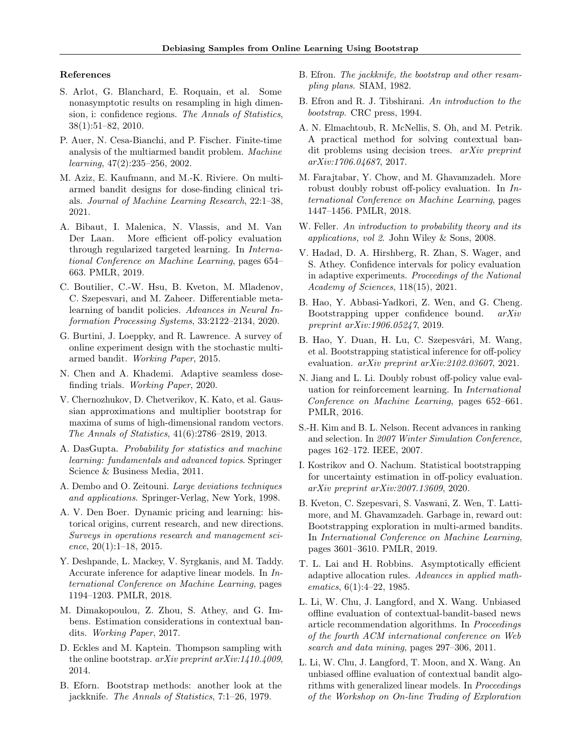## References

S. Arlot, G. Blanchard, E. Roquain, et al. Some nonasymptotic results on resampling in high dimension, i: confidence regions. *The Annals of Statistics*, 38(1):51–82, 2010.

P. Auer, N. Cesa-Bianchi, and P. Fischer. Finite-time analysis of the multiarmed bandit problem. *Machine learning*, 47(2):235–256, 2002.

M. Aziz, E. Kaufmann, and M.-K. Riviere. On multi-armed bandit designs for dose-finding clinical trials. *Journal of Machine Learning Research*, 22:1–38, 2021.

A. Bibaut, I. Malenica, N. Vlassis, and M. Van Der Laan. More efficient off-policy evaluation through regularized targeted learning. In *International Conference on Machine Learning*, pages 654–663. PMLR, 2019.

C. Boutilier, C.-W. Hsu, B. Kveton, M. Mladenov, C. Szepesvari, and M. Zaheer. Differentiable meta-learning of bandit policies. *Advances in Neural Information Processing Systems*, 33:2122–2134, 2020.

G. Burtini, J. Loeppky, and R. Lawrence. A survey of online experiment design with the stochastic multi-armed bandit. *Working Paper*, 2015.

N. Chen and A. Khademi. Adaptive seamless dose-finding trials. *Working Paper*, 2020.

V. Chernozhukov, D. Chetverikov, K. Kato, et al. Gaussian approximations and multiplier bootstrap for maxima of sums of high-dimensional random vectors. *The Annals of Statistics*, 41(6):2786–2819, 2013.

A. DasGupta. *Probability for statistics and machine learning: fundamentals and advanced topics*. Springer Science & Business Media, 2011.

A. Dembo and O. Zeitouni. *Large deviations techniques and applications*. Springer-Verlag, New York, 1998.

A. V. Den Boer. Dynamic pricing and learning: historical origins, current research, and new directions. *Surveys in operations research and management science*, 20(1):1–18, 2015.

Y. Deshpande, L. Mackey, V. Syrgkanis, and M. Taddy. Accurate inference for adaptive linear models. In *International Conference on Machine Learning*, pages 1194–1203. PMLR, 2018.

M. Dimakopoulou, Z. Zhou, S. Athey, and G. Imbens. Estimation considerations in contextual bandits. *Working Paper*, 2017.

D. Eckles and M. Kaptein. Thompson sampling with the online bootstrap. *arXiv preprint arXiv:1410.4009*, 2014.

B. Eforn. Bootstrap methods: another look at the jackknife. *The Annals of Statistics*, 7:1–26, 1979.

B. Efron. *The jackknife, the bootstrap and other resampling plans*. SIAM, 1982.

B. Efron and R. J. Tibshirani. *An introduction to the bootstrap*. CRC press, 1994.

A. N. Elmachtoub, R. McNellis, S. Oh, and M. Petrik. A practical method for solving contextual bandit problems using decision trees. *arXiv preprint arXiv:1706.04687*, 2017.

M. Farajtabar, Y. Chow, and M. Ghavamzadeh. More robust doubly robust off-policy evaluation. In *International Conference on Machine Learning*, pages 1447–1456. PMLR, 2018.

W. Feller. *An introduction to probability theory and its applications, vol 2*. John Wiley & Sons, 2008.

V. Hadad, D. A. Hirshberg, R. Zhan, S. Wager, and S. Athey. Confidence intervals for policy evaluation in adaptive experiments. *Proceedings of the National Academy of Sciences*, 118(15), 2021.

B. Hao, Y. Abbasi-Yadkori, Z. Wen, and G. Cheng. Bootstrapping upper confidence bound. *arXiv preprint arXiv:1906.05247*, 2019.

B. Hao, Y. Duan, H. Lu, C. Szepesvári, M. Wang, et al. Bootstrapping statistical inference for off-policy evaluation. *arXiv preprint arXiv:2102.03607*, 2021.

N. Jiang and L. Li. Doubly robust off-policy value evaluation for reinforcement learning. In *International Conference on Machine Learning*, pages 652–661. PMLR, 2016.

S.-H. Kim and B. L. Nelson. Recent advances in ranking and selection. In *2007 Winter Simulation Conference*, pages 162–172. IEEE, 2007.

I. Kostrikov and O. Nachum. Statistical bootstrapping for uncertainty estimation in off-policy evaluation. *arXiv preprint arXiv:2007.13609*, 2020.

B. Kveton, C. Szepesvari, S. Vaswani, Z. Wen, T. Lattimore, and M. Ghavamzadeh. Garbage in, reward out: Bootstrapping exploration in multi-armed bandits. In *International Conference on Machine Learning*, pages 3601–3610. PMLR, 2019.

T. L. Lai and H. Robbins. Asymptotically efficient adaptive allocation rules. *Advances in applied mathematics*, 6(1):4–22, 1985.

L. Li, W. Chu, J. Langford, and X. Wang. Unbiased offline evaluation of contextual-bandit-based news article recommendation algorithms. In *Proceedings of the fourth ACM international conference on Web search and data mining*, pages 297–306, 2011.

L. Li, W. Chu, J. Langford, T. Moon, and X. Wang. An unbiased offline evaluation of contextual bandit algorithms with generalized linear models. In *Proceedings of the Workshop on On-line Trading of Exploration*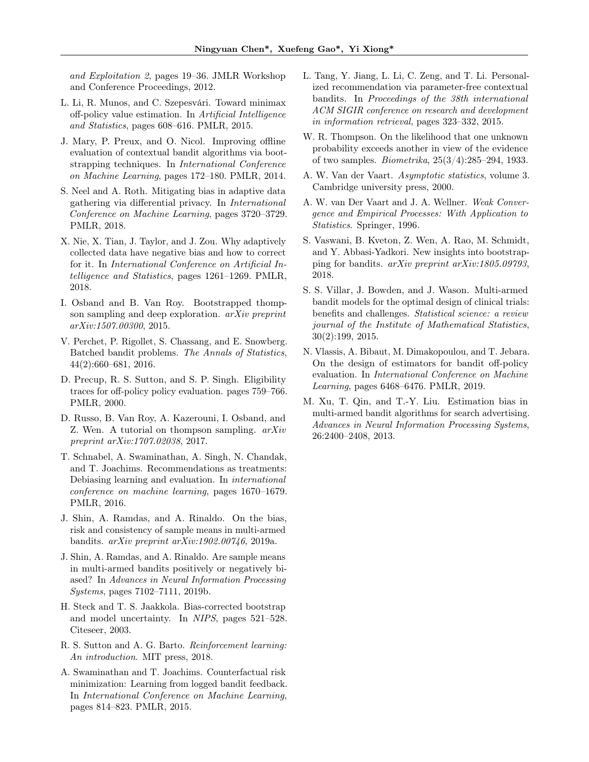*and Exploitation 2*, pages 19–36. JMLR Workshop and Conference Proceedings, 2012.

L. Li, R. Munos, and C. Szepesvári. Toward minimax off-policy value estimation. In *Artificial Intelligence and Statistics*, pages 608–616. PMLR, 2015.

J. Mary, P. Preux, and O. Nicol. Improving offline evaluation of contextual bandit algorithms via bootstrapping techniques. In *International Conference on Machine Learning*, pages 172–180. PMLR, 2014.

S. Neel and A. Roth. Mitigating bias in adaptive data gathering via differential privacy. In *International Conference on Machine Learning*, pages 3720–3729. PMLR, 2018.

X. Nie, X. Tian, J. Taylor, and J. Zou. Why adaptively collected data have negative bias and how to correct for it. In *International Conference on Artificial Intelligence and Statistics*, pages 1261–1269. PMLR, 2018.

I. Osband and B. Van Roy. Bootstrapped thompson sampling and deep exploration. *arXiv preprint arXiv:1507.00300*, 2015.

V. Perchet, P. Rigollet, S. Chassang, and E. Snowberg. Batched bandit problems. *The Annals of Statistics*, 44(2):660–681, 2016.

D. Precup, R. S. Sutton, and S. P. Singh. Eligibility traces for off-policy policy evaluation. pages 759–766. PMLR, 2000.

D. Russo, B. Van Roy, A. Kazerouni, I. Osband, and Z. Wen. A tutorial on thompson sampling. *arXiv preprint arXiv:1707.02038*, 2017.

T. Schnabel, A. Swaminathan, A. Singh, N. Chandak, and T. Joachims. Recommendations as treatments: Debiasing learning and evaluation. In *international conference on machine learning*, pages 1670–1679. PMLR, 2016.

J. Shin, A. Ramdas, and A. Rinaldo. On the bias, risk and consistency of sample means in multi-armed bandits. *arXiv preprint arXiv:1902.00746*, 2019a.

J. Shin, A. Ramdas, and A. Rinaldo. Are sample means in multi-armed bandits positively or negatively biased? In *Advances in Neural Information Processing Systems*, pages 7102–7111, 2019b.

H. Steck and T. S. Jaakkola. Bias-corrected bootstrap and model uncertainty. In *NIPS*, pages 521–528. Citeseer, 2003.

R. S. Sutton and A. G. Barto. *Reinforcement learning: An introduction*. MIT press, 2018.

A. Swaminathan and T. Joachims. Counterfactual risk minimization: Learning from logged bandit feedback. In *International Conference on Machine Learning*, pages 814–823. PMLR, 2015.

L. Tang, Y. Jiang, L. Li, C. Zeng, and T. Li. Personalized recommendation via parameter-free contextual bandits. In *Proceedings of the 38th international ACM SIGIR conference on research and development in information retrieval*, pages 323–332, 2015.

W. R. Thompson. On the likelihood that one unknown probability exceeds another in view of the evidence of two samples. *Biometrika*, 25(3/4):285–294, 1933.

A. W. Van der Vaart. *Asymptotic statistics*, volume 3. Cambridge university press, 2000.

A. W. van Der Vaart and J. A. Wellner. *Weak Convergence and Empirical Processes: With Application to Statistics*. Springer, 1996.

S. Vaswani, B. Kveton, Z. Wen, A. Rao, M. Schmidt, and Y. Abbasi-Yadkori. New insights into bootstrapping for bandits. *arXiv preprint arXiv:1805.09793*, 2018.

S. S. Villar, J. Bowden, and J. Wason. Multi-armed bandit models for the optimal design of clinical trials: benefits and challenges. *Statistical science: a review journal of the Institute of Mathematical Statistics*, 30(2):199, 2015.

N. Vlassis, A. Bibaut, M. Dimakopoulou, and T. Jebara. On the design of estimators for bandit off-policy evaluation. In *International Conference on Machine Learning*, pages 6468–6476. PMLR, 2019.

M. Xu, T. Qin, and T.-Y. Liu. Estimation bias in multi-armed bandit algorithms for search advertising. *Advances in Neural Information Processing Systems*, 26:2400–2408, 2013.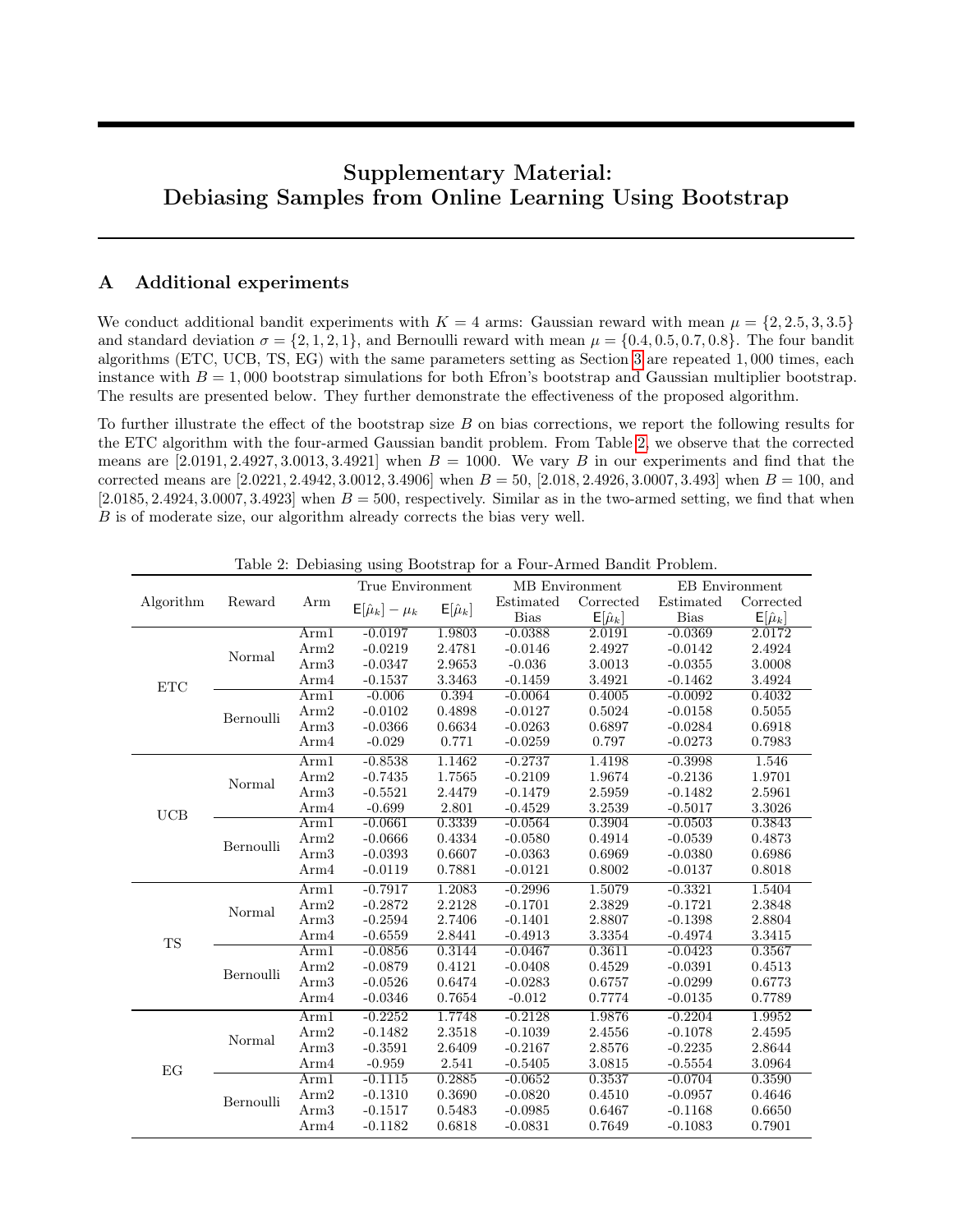# Supplementary Material: Debiasing Samples from Online Learning Using Bootstrap

## A Additional experiments

We conduct additional bandit experiments with $K = 4$ arms: Gaussian reward with mean $\mu = \{2, 2.5, 3, 3.5\}$ and standard deviation $\sigma = \{2, 1, 2, 1\}$, and Bernoulli reward with mean $\mu = \{0.4, 0.5, 0.7, 0.8\}$. The four bandit algorithms (ETC, UCB, TS, EG) with the same parameters setting as Section 3 are repeated 1,000 times, each instance with $B = 1,000$ bootstrap simulations for both Efron's bootstrap and Gaussian multiplier bootstrap. The results are presented below. They further demonstrate the effectiveness of the proposed algorithm.

To further illustrate the effect of the bootstrap size $B$ on bias corrections, we report the following results for the ETC algorithm with the four-armed Gaussian bandit problem. From Table 2, we observe that the corrected means are $[2.0191, 2.4927, 3.0013, 3.4921]$ when $B = 1000$. We vary $B$ in our experiments and find that the corrected means are $[2.0221, 2.4942, 3.0012, 3.4906]$ when $B = 50$, $[2.018, 2.4926, 3.0007, 3.493]$ when $B = 100$, and $[2.0185, 2.4924, 3.0007, 3.4923]$ when $B = 500$, respectively. Similar as in the two-armed setting, we find that when $B$ is of moderate size, our algorithm already corrects the bias very well.

Table 2: Debiasing using Bootstrap for a Four-Armed Bandit Problem.

| Algorithm | Reward | Arm | True Environment | | MB Environment | | EB Environment | |
|---|---|---|---|---|---|---|---|---|
| | | | $\mathsf{E}[\hat{\mu}_k] - \mu_k$ | $\mathsf{E}[\hat{\mu}_k]$ | Estimated Bias | Corrected $\mathsf{E}[\hat{\mu}_k]$ | Estimated Bias | Corrected $\mathsf{E}[\hat{\mu}_k]$ |
| ETC | Normal | Arm1 | -0.0197 | 1.9803 | -0.0388 | 2.0191 | -0.0369 | 2.0172 |
| | | Arm2 | -0.0219 | 2.4781 | -0.0146 | 2.4927 | -0.0142 | 2.4924 |
| | | Arm3 | -0.0347 | 2.9653 | -0.036 | 3.0013 | -0.0355 | 3.0008 |
| | | Arm4 | -0.1537 | 3.3463 | -0.1459 | 3.4921 | -0.1462 | 3.4924 |
| | Bernoulli | Arm1 | -0.006 | 0.394 | -0.0064 | 0.4005 | -0.0092 | 0.4032 |
| | | Arm2 | -0.0102 | 0.4898 | -0.0127 | 0.5024 | -0.0158 | 0.5055 |
| | | Arm3 | -0.0366 | 0.6634 | -0.0263 | 0.6897 | -0.0284 | 0.6918 |
| | | Arm4 | -0.029 | 0.771 | -0.0259 | 0.797 | -0.0273 | 0.7983 |
| UCB | Normal | Arm1 | -0.8538 | 1.1462 | -0.2737 | 1.4198 | -0.3998 | 1.546 |
| | | Arm2 | -0.7435 | 1.7565 | -0.2109 | 1.9674 | -0.2136 | 1.9701 |
| | | Arm3 | -0.5521 | 2.4479 | -0.1479 | 2.5959 | -0.1482 | 2.5961 |
| | | Arm4 | -0.699 | 2.801 | -0.4529 | 3.2539 | -0.5017 | 3.3026 |
| | Bernoulli | Arm1 | -0.0661 | 0.3339 | -0.0564 | 0.3904 | -0.0503 | 0.3843 |
| | | Arm2 | -0.0666 | 0.4334 | -0.0580 | 0.4914 | -0.0539 | 0.4873 |
| | | Arm3 | -0.0393 | 0.6607 | -0.0363 | 0.6969 | -0.0380 | 0.6986 |
| | | Arm4 | -0.0119 | 0.7881 | -0.0121 | 0.8002 | -0.0137 | 0.8018 |
| TS | Normal | Arm1 | -0.7917 | 1.2083 | -0.2996 | 1.5079 | -0.3321 | 1.5404 |
| | | Arm2 | -0.2872 | 2.2128 | -0.1701 | 2.3829 | -0.1721 | 2.3848 |
| | | Arm3 | -0.2594 | 2.7406 | -0.1401 | 2.8807 | -0.1398 | 2.8804 |
| | | Arm4 | -0.6559 | 2.8441 | -0.4913 | 3.3354 | -0.4974 | 3.3415 |
| | Bernoulli | Arm1 | -0.0856 | 0.3144 | -0.0467 | 0.3611 | -0.0423 | 0.3567 |
| | | Arm2 | -0.0879 | 0.4121 | -0.0408 | 0.4529 | -0.0391 | 0.4513 |
| | | Arm3 | -0.0526 | 0.6474 | -0.0283 | 0.6757 | -0.0299 | 0.6773 |
| | | Arm4 | -0.0346 | 0.7654 | -0.012 | 0.7774 | -0.0135 | 0.7789 |
| EG | Normal | Arm1 | -0.2252 | 1.7748 | -0.2128 | 1.9876 | -0.2204 | 1.9952 |
| | | Arm2 | -0.1482 | 2.3518 | -0.1039 | 2.4556 | -0.1078 | 2.4595 |
| | | Arm3 | -0.3591 | 2.6409 | -0.2167 | 2.8576 | -0.2235 | 2.8644 |
| | | Arm4 | -0.959 | 2.541 | -0.5405 | 3.0815 | -0.5554 | 3.0964 |
| | Bernoulli | Arm1 | -0.1115 | 0.2885 | -0.0652 | 0.3537 | -0.0704 | 0.3590 |
| | | Arm2 | -0.1310 | 0.3690 | -0.0820 | 0.4510 | -0.0957 | 0.4646 |
| | | Arm3 | -0.1517 | 0.5483 | -0.0985 | 0.6467 | -0.1168 | 0.6650 |
| | | Arm4 | -0.1182 | 0.6818 | -0.0831 | 0.7649 | -0.1083 | 0.7901 |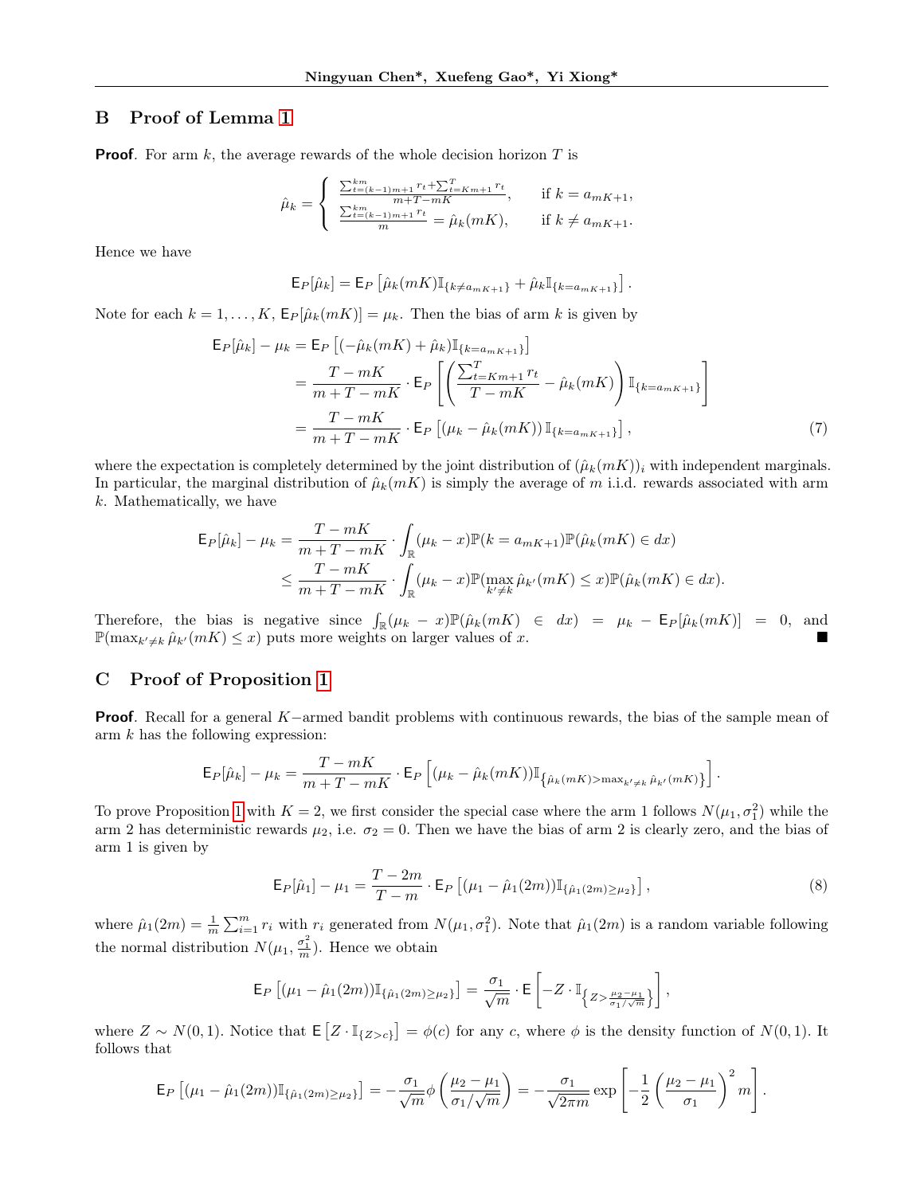## B Proof of Lemma 1

**Proof**. For arm $k$, the average rewards of the whole decision horizon $T$ is

$$\hat{\mu}_k = \begin{cases} \frac{\sum_{t=(k-1)m+1}^{km} r_t + \sum_{t=Km+1}^{T} r_t}{m+T-mK}, & \text{if } k = a_{mK+1}, \\ \frac{\sum_{t=(k-1)m+1}^{km} r_t}{m} = \hat{\mu}_k(mK), & \text{if } k \neq a_{mK+1}. \end{cases}$$

Hence we have

$$\mathsf{E}_P[\hat{\mu}_k] = \mathsf{E}_P\left[\hat{\mu}_k(mK)\mathbb{I}_{\{k \neq a_{mK+1}\}} + \hat{\mu}_k \mathbb{I}_{\{k = a_{mK+1}\}}\right].$$

Note for each $k = 1, \dots, K$, $\mathsf{E}_P[\hat{\mu}_k(mK)] = \mu_k$. Then the bias of arm $k$ is given by

$$\begin{aligned}
\mathsf{E}_P[\hat{\mu}_k] - \mu_k &= \mathsf{E}_P\left[(-\hat{\mu}_k(mK) + \hat{\mu}_k)\mathbb{I}_{\{k = a_{mK+1}\}}\right] \\
&= \frac{T - mK}{m + T - mK} \cdot \mathsf{E}_P\left[\left(\frac{\sum_{t=Km+1}^{T} r_t}{T - mK} - \hat{\mu}_k(mK)\right)\mathbb{I}_{\{k = a_{mK+1}\}}\right] \\
&= \frac{T - mK}{m + T - mK} \cdot \mathsf{E}_P\left[(\mu_k - \hat{\mu}_k(mK))\,\mathbb{I}_{\{k = a_{mK+1}\}}\right],
\end{aligned} \tag{7}$$

where the expectation is completely determined by the joint distribution of $(\hat{\mu}_k(mK))_i$ with independent marginals. In particular, the marginal distribution of $\hat{\mu}_k(mK)$ is simply the average of $m$ i.i.d. rewards associated with arm $k$. Mathematically, we have

$$\begin{aligned}
\mathsf{E}_P[\hat{\mu}_k] - \mu_k &= \frac{T - mK}{m + T - mK} \cdot \int_{\mathbb{R}} (\mu_k - x)\mathbb{P}(k = a_{mK+1})\mathbb{P}(\hat{\mu}_k(mK) \in dx) \\
&\leq \frac{T - mK}{m + T - mK} \cdot \int_{\mathbb{R}} (\mu_k - x)\mathbb{P}(\max_{k' \neq k} \hat{\mu}_{k'}(mK) \leq x)\mathbb{P}(\hat{\mu}_k(mK) \in dx).
\end{aligned}$$

Therefore, the bias is negative since $\int_{\mathbb{R}} (\mu_k - x)\mathbb{P}(\hat{\mu}_k(mK) \in dx) = \mu_k - \mathsf{E}_P[\hat{\mu}_k(mK)] = 0$, and $\mathbb{P}(\max_{k' \neq k} \hat{\mu}_{k'}(mK) \leq x)$ puts more weights on larger values of $x$. ■

## C Proof of Proposition 1

**Proof**. Recall for a general $K-$armed bandit problems with continuous rewards, the bias of the sample mean of arm $k$ has the following expression:

$$\mathsf{E}_P[\hat{\mu}_k] - \mu_k = \frac{T - mK}{m + T - mK} \cdot \mathsf{E}_P\left[(\mu_k - \hat{\mu}_k(mK))\mathbb{I}_{\left\{\hat{\mu}_k(mK) > \max_{k' \neq k} \hat{\mu}_{k'}(mK)\right\}}\right].$$

To prove Proposition 1 with $K = 2$, we first consider the special case where the arm 1 follows $N(\mu_1, \sigma_1^2)$ while the arm 2 has deterministic rewards $\mu_2$, i.e. $\sigma_2 = 0$. Then we have the bias of arm 2 is clearly zero, and the bias of arm 1 is given by

$$\mathsf{E}_P[\hat{\mu}_1] - \mu_1 = \frac{T - 2m}{T - m} \cdot \mathsf{E}_P\left[(\mu_1 - \hat{\mu}_1(2m))\mathbb{I}_{\{\hat{\mu}_1(2m) \geq \mu_2\}}\right], \tag{8}$$

where $\hat{\mu}_1(2m) = \frac{1}{m}\sum_{i=1}^{m} r_i$ with $r_i$ generated from $N(\mu_1, \sigma_1^2)$. Note that $\hat{\mu}_1(2m)$ is a random variable following the normal distribution $N(\mu_1, \frac{\sigma_1^2}{m})$. Hence we obtain

$$\mathsf{E}_P\left[(\mu_1 - \hat{\mu}_1(2m))\mathbb{I}_{\{\hat{\mu}_1(2m) \geq \mu_2\}}\right] = \frac{\sigma_1}{\sqrt{m}} \cdot \mathsf{E}\left[-Z \cdot \mathbb{I}_{\left\{Z > \frac{\mu_2 - \mu_1}{\sigma_1/\sqrt{m}}\right\}}\right],$$

where $Z \sim N(0, 1)$. Notice that $\mathsf{E}\left[Z \cdot \mathbb{I}_{\{Z > c\}}\right] = \phi(c)$ for any $c$, where $\phi$ is the density function of $N(0, 1)$. It follows that

$$\mathsf{E}_P\left[(\mu_1 - \hat{\mu}_1(2m))\mathbb{I}_{\{\hat{\mu}_1(2m) \geq \mu_2\}}\right] = -\frac{\sigma_1}{\sqrt{m}}\phi\left(\frac{\mu_2 - \mu_1}{\sigma_1/\sqrt{m}}\right) = -\frac{\sigma_1}{\sqrt{2\pi m}}\exp\left[-\frac{1}{2}\left(\frac{\mu_2 - \mu_1}{\sigma_1}\right)^2 m\right].$$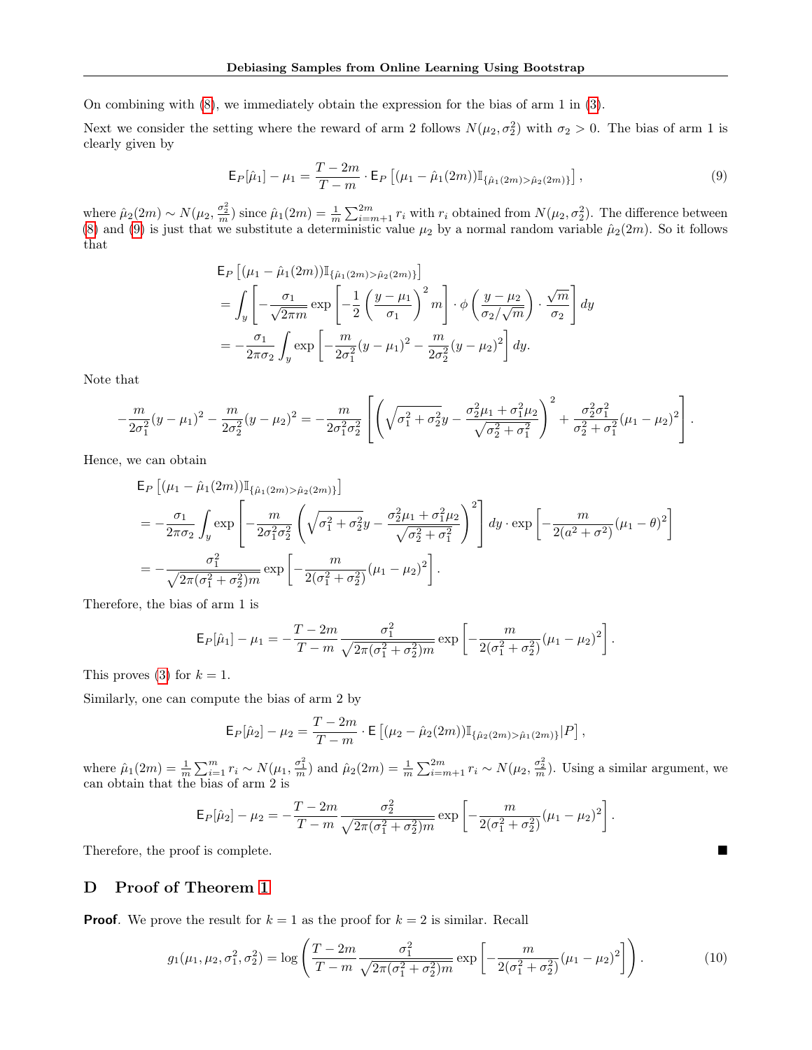On combining with (8), we immediately obtain the expression for the bias of arm 1 in (3).

Next we consider the setting where the reward of arm 2 follows $N(\mu_2, \sigma_2^2)$ with $\sigma_2 > 0$. The bias of arm 1 is clearly given by

$$
\mathsf{E}_P[\hat{\mu}_1] - \mu_1 = \frac{T-2m}{T-m} \cdot \mathsf{E}_P\left[(\mu_1 - \hat{\mu}_1(2m))\mathbb{I}_{\{\hat{\mu}_1(2m) > \hat{\mu}_2(2m)\}}\right], \tag{9}
$$

where $\hat{\mu}_2(2m) \sim N(\mu_2, \frac{\sigma_2^2}{m})$ since $\hat{\mu}_1(2m) = \frac{1}{m}\sum_{i=m+1}^{2m} r_i$ with $r_i$ obtained from $N(\mu_2, \sigma_2^2)$. The difference between (8) and (9) is just that we substitute a deterministic value $\mu_2$ by a normal random variable $\hat{\mu}_2(2m)$. So it follows that

$$
\begin{aligned}
&\mathsf{E}_P\left[(\mu_1 - \hat{\mu}_1(2m))\mathbb{I}_{\{\hat{\mu}_1(2m) > \hat{\mu}_2(2m)\}}\right] \\
&= \int_y \left[ -\frac{\sigma_1}{\sqrt{2\pi m}} \exp\left[-\frac{1}{2}\left(\frac{y-\mu_1}{\sigma_1}\right)^2 m\right] \cdot \phi\left(\frac{y-\mu_2}{\sigma_2/\sqrt{m}}\right) \cdot \frac{\sqrt{m}}{\sigma_2} \right] dy \\
&= -\frac{\sigma_1}{2\pi\sigma_2} \int_y \exp\left[-\frac{m}{2\sigma_1^2}(y-\mu_1)^2 - \frac{m}{2\sigma_2^2}(y-\mu_2)^2\right] dy.
\end{aligned}
$$

Note that

$$
-\frac{m}{2\sigma_1^2}(y-\mu_1)^2 - \frac{m}{2\sigma_2^2}(y-\mu_2)^2 = -\frac{m}{2\sigma_1^2\sigma_2^2}\left[\left(\sqrt{\sigma_1^2+\sigma_2^2}\,y - \frac{\sigma_2^2\mu_1 + \sigma_1^2\mu_2}{\sqrt{\sigma_2^2+\sigma_1^2}}\right)^2 + \frac{\sigma_2^2\sigma_1^2}{\sigma_2^2+\sigma_1^2}(\mu_1-\mu_2)^2\right].
$$

Hence, we can obtain

$$
\begin{aligned}
&\mathsf{E}_P\left[(\mu_1 - \hat{\mu}_1(2m))\mathbb{I}_{\{\hat{\mu}_1(2m) > \hat{\mu}_2(2m)\}}\right] \\
&= -\frac{\sigma_1}{2\pi\sigma_2} \int_y \exp\left[-\frac{m}{2\sigma_1^2\sigma_2^2}\left(\sqrt{\sigma_1^2+\sigma_2^2}\,y - \frac{\sigma_2^2\mu_1+\sigma_1^2\mu_2}{\sqrt{\sigma_2^2+\sigma_1^2}}\right)^2\right] dy \cdot \exp\left[-\frac{m}{2(a^2+\sigma^2)}(\mu_1-\theta)^2\right] \\
&= -\frac{\sigma_1^2}{\sqrt{2\pi(\sigma_1^2+\sigma_2^2)m}} \exp\left[-\frac{m}{2(\sigma_1^2+\sigma_2^2)}(\mu_1-\mu_2)^2\right].
\end{aligned}
$$

Therefore, the bias of arm 1 is

$$
\mathsf{E}_P[\hat{\mu}_1] - \mu_1 = -\frac{T-2m}{T-m}\frac{\sigma_1^2}{\sqrt{2\pi(\sigma_1^2+\sigma_2^2)m}} \exp\left[-\frac{m}{2(\sigma_1^2+\sigma_2^2)}(\mu_1-\mu_2)^2\right].
$$

This proves (3) for $k=1$.

Similarly, one can compute the bias of arm 2 by

$$
\mathsf{E}_P[\hat{\mu}_2] - \mu_2 = \frac{T-2m}{T-m} \cdot \mathsf{E}\left[(\mu_2 - \hat{\mu}_2(2m))\mathbb{I}_{\{\hat{\mu}_2(2m) > \hat{\mu}_1(2m)\}} | P\right],
$$

where $\hat{\mu}_1(2m) = \frac{1}{m}\sum_{i=1}^{m} r_i \sim N(\mu_1, \frac{\sigma_1^2}{m})$ and $\hat{\mu}_2(2m) = \frac{1}{m}\sum_{i=m+1}^{2m} r_i \sim N(\mu_2, \frac{\sigma_2^2}{m})$. Using a similar argument, we can obtain that the bias of arm 2 is

$$
\mathsf{E}_P[\hat{\mu}_2] - \mu_2 = -\frac{T-2m}{T-m}\frac{\sigma_2^2}{\sqrt{2\pi(\sigma_1^2+\sigma_2^2)m}} \exp\left[-\frac{m}{2(\sigma_1^2+\sigma_2^2)}(\mu_1-\mu_2)^2\right].
$$

Therefore, the proof is complete. ■

## D Proof of Theorem 1

**Proof**. We prove the result for $k=1$ as the proof for $k=2$ is similar. Recall

$$
g_1(\mu_1, \mu_2, \sigma_1^2, \sigma_2^2) = \log\left(\frac{T-2m}{T-m}\frac{\sigma_1^2}{\sqrt{2\pi(\sigma_1^2+\sigma_2^2)m}} \exp\left[-\frac{m}{2(\sigma_1^2+\sigma_2^2)}(\mu_1-\mu_2)^2\right]\right). \tag{10}
$$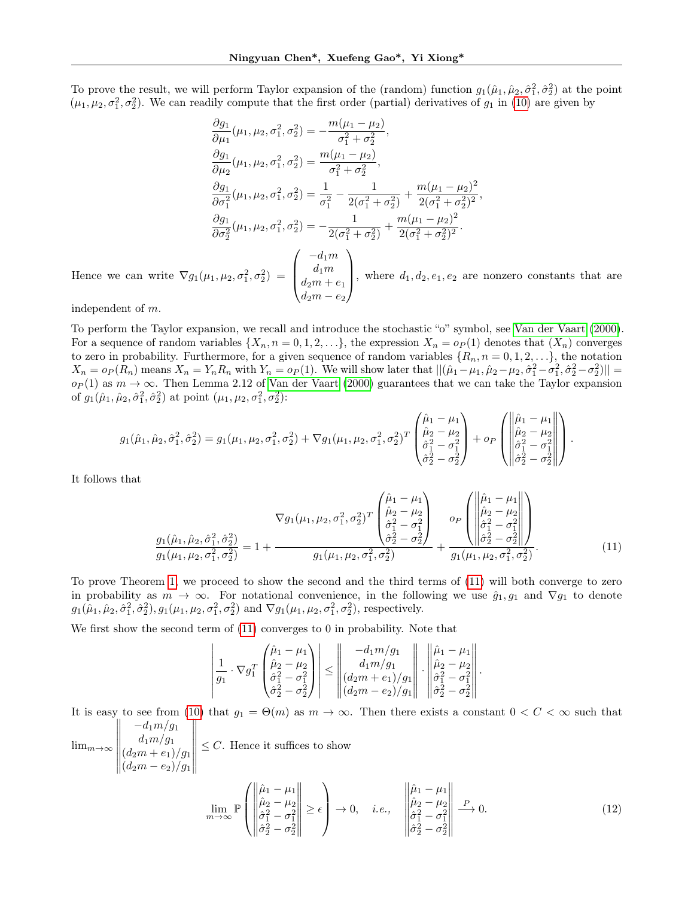To prove the result, we will perform Taylor expansion of the (random) function $g_1(\hat{\mu}_1, \hat{\mu}_2, \hat{\sigma}_1^2, \hat{\sigma}_2^2)$ at the point $(\mu_1, \mu_2, \sigma_1^2, \sigma_2^2)$. We can readily compute that the first order (partial) derivatives of $g_1$ in (10) are given by

$$
\begin{aligned}
\frac{\partial g_1}{\partial \mu_1}(\mu_1, \mu_2, \sigma_1^2, \sigma_2^2) &= -\frac{m(\mu_1 - \mu_2)}{\sigma_1^2 + \sigma_2^2}, \\
\frac{\partial g_1}{\partial \mu_2}(\mu_1, \mu_2, \sigma_1^2, \sigma_2^2) &= \frac{m(\mu_1 - \mu_2)}{\sigma_1^2 + \sigma_2^2}, \\
\frac{\partial g_1}{\partial \sigma_1^2}(\mu_1, \mu_2, \sigma_1^2, \sigma_2^2) &= \frac{1}{\sigma_1^2} - \frac{1}{2(\sigma_1^2 + \sigma_2^2)} + \frac{m(\mu_1 - \mu_2)^2}{2(\sigma_1^2 + \sigma_2^2)^2}, \\
\frac{\partial g_1}{\partial \sigma_2^2}(\mu_1, \mu_2, \sigma_1^2, \sigma_2^2) &= -\frac{1}{2(\sigma_1^2 + \sigma_2^2)} + \frac{m(\mu_1 - \mu_2)^2}{2(\sigma_1^2 + \sigma_2^2)^2}.
\end{aligned}
$$

Hence we can write $\nabla g_1(\mu_1, \mu_2, \sigma_1^2, \sigma_2^2) = \begin{pmatrix} -d_1 m \\ d_1 m \\ d_2 m + e_1 \\ d_2 m - e_2 \end{pmatrix}$, where $d_1, d_2, e_1, e_2$ are nonzero constants that are independent of $m$.

To perform the Taylor expansion, we recall and introduce the stochastic "o" symbol, see Van der Vaart (2000). For a sequence of random variables $\{X_n, n = 0, 1, 2, \ldots\}$, the expression $X_n = o_P(1)$ denotes that $(X_n)$ converges to zero in probability. Furthermore, for a given sequence of random variables $\{R_n, n = 0, 1, 2, \ldots\}$, the notation $X_n = o_P(R_n)$ means $X_n = Y_n R_n$ with $Y_n = o_P(1)$. We will show later that $||(\hat{\mu}_1 - \mu_1, \hat{\mu}_2 - \mu_2, \hat{\sigma}_1^2 - \sigma_1^2, \hat{\sigma}_2^2 - \sigma_2^2)|| = o_P(1)$ as $m \to \infty$. Then Lemma 2.12 of Van der Vaart (2000) guarantees that we can take the Taylor expansion of $g_1(\hat{\mu}_1, \hat{\mu}_2, \hat{\sigma}_1^2, \hat{\sigma}_2^2)$ at point $(\mu_1, \mu_2, \sigma_1^2, \sigma_2^2)$:

$$
g_1(\hat{\mu}_1, \hat{\mu}_2, \hat{\sigma}_1^2, \hat{\sigma}_2^2) = g_1(\mu_1, \mu_2, \sigma_1^2, \sigma_2^2) + \nabla g_1(\mu_1, \mu_2, \sigma_1^2, \sigma_2^2)^T \begin{pmatrix} \hat{\mu}_1 - \mu_1 \\ \hat{\mu}_2 - \mu_2 \\ \hat{\sigma}_1^2 - \sigma_1^2 \\ \hat{\sigma}_2^2 - \sigma_2^2 \end{pmatrix} + o_P\left( \left\| \begin{matrix} \hat{\mu}_1 - \mu_1 \\ \hat{\mu}_2 - \mu_2 \\ \hat{\sigma}_1^2 - \sigma_1^2 \\ \hat{\sigma}_2^2 - \sigma_2^2 \end{matrix} \right\| \right).
$$

It follows that

$$
\frac{g_1(\hat{\mu}_1, \hat{\mu}_2, \hat{\sigma}_1^2, \hat{\sigma}_2^2)}{g_1(\mu_1, \mu_2, \sigma_1^2, \sigma_2^2)} = 1 + \frac{\nabla g_1(\mu_1, \mu_2, \sigma_1^2, \sigma_2^2)^T \begin{pmatrix} \hat{\mu}_1 - \mu_1 \\ \hat{\mu}_2 - \mu_2 \\ \hat{\sigma}_1^2 - \sigma_1^2 \\ \hat{\sigma}_2^2 - \sigma_2^2 \end{pmatrix}}{g_1(\mu_1, \mu_2, \sigma_1^2, \sigma_2^2)} + \frac{o_P\left( \left\| \begin{matrix} \hat{\mu}_1 - \mu_1 \\ \hat{\mu}_2 - \mu_2 \\ \hat{\sigma}_1^2 - \sigma_1^2 \\ \hat{\sigma}_2^2 - \sigma_2^2 \end{matrix} \right\| \right)}{g_1(\mu_1, \mu_2, \sigma_1^2, \sigma_2^2)}. \tag{11}
$$

To prove Theorem 1, we proceed to show the second and the third terms of (11) will both converge to zero in probability as $m \to \infty$. For notational convenience, in the following we use $\hat{g}_1, g_1$ and $\nabla g_1$ to denote $g_1(\hat{\mu}_1, \hat{\mu}_2, \hat{\sigma}_1^2, \hat{\sigma}_2^2), g_1(\mu_1, \mu_2, \sigma_1^2, \sigma_2^2)$ and $\nabla g_1(\mu_1, \mu_2, \sigma_1^2, \sigma_2^2)$, respectively.

We first show the second term of (11) converges to 0 in probability. Note that

$$
\left| \frac{1}{g_1} \cdot \nabla g_1^T \begin{pmatrix} \hat{\mu}_1 - \mu_1 \\ \hat{\mu}_2 - \mu_2 \\ \hat{\sigma}_1^2 - \sigma_1^2 \\ \hat{\sigma}_2^2 - \sigma_2^2 \end{pmatrix} \right| \leq \left\| \begin{matrix} -d_1 m / g_1 \\ d_1 m / g_1 \\ (d_2 m + e_1)/g_1 \\ (d_2 m - e_2)/g_1 \end{matrix} \right\| \cdot \left\| \begin{matrix} \hat{\mu}_1 - \mu_1 \\ \hat{\mu}_2 - \mu_2 \\ \hat{\sigma}_1^2 - \sigma_1^2 \\ \hat{\sigma}_2^2 - \sigma_2^2 \end{matrix} \right\|.
$$

It is easy to see from (10) that $g_1 = \Theta(m)$ as $m \to \infty$. Then there exists a constant $0 < C < \infty$ such that $\lim_{m\to\infty} \left\| \begin{matrix} -d_1 m / g_1 \\ d_1 m / g_1 \\ (d_2 m + e_1)/g_1 \\ (d_2 m - e_2)/g_1 \end{matrix} \right\| \leq C$. Hence it suffices to show

$$
\lim_{m\to\infty} \mathbb{P}\left( \left\| \begin{matrix} \hat{\mu}_1 - \mu_1 \\ \hat{\mu}_2 - \mu_2 \\ \hat{\sigma}_1^2 - \sigma_1^2 \\ \hat{\sigma}_2^2 - \sigma_2^2 \end{matrix} \right\| \geq \epsilon \right) \to 0, \quad i.e., \quad \left\| \begin{matrix} \hat{\mu}_1 - \mu_1 \\ \hat{\mu}_2 - \mu_2 \\ \hat{\sigma}_1^2 - \sigma_1^2 \\ \hat{\sigma}_2^2 - \sigma_2^2 \end{matrix} \right\| \xrightarrow{P} 0. \tag{12}
$$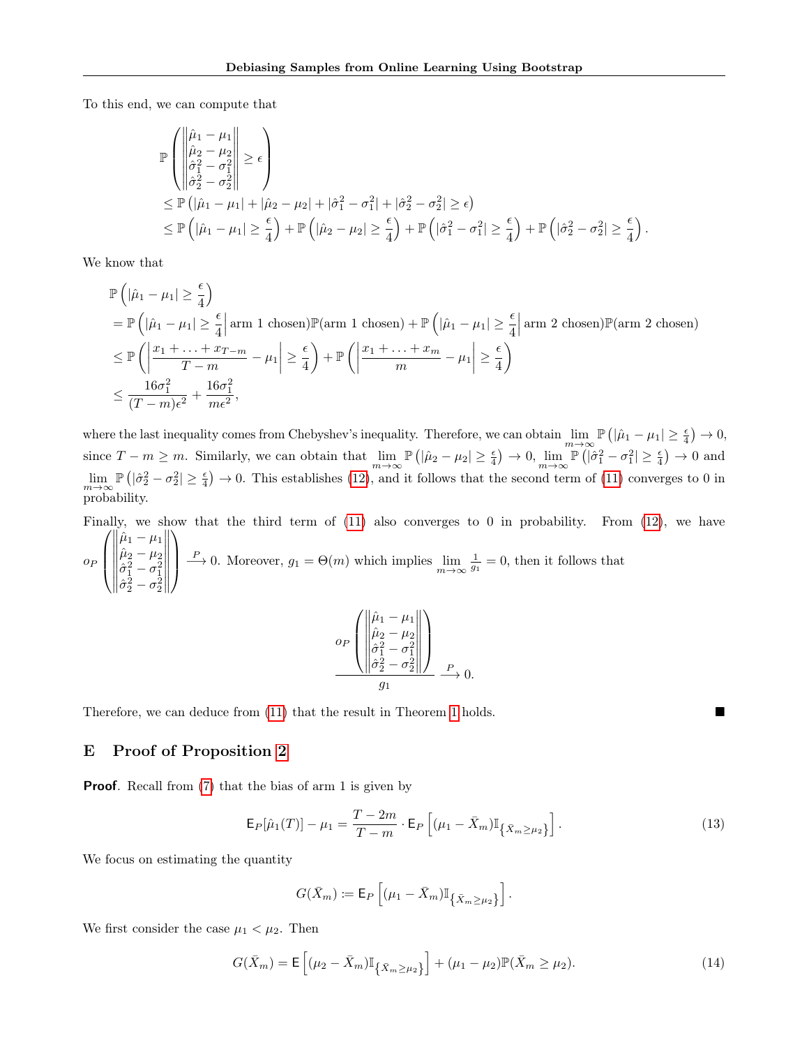To this end, we can compute that

$$
\begin{aligned}
&\mathbb{P}\left(\left\|\begin{matrix}\hat{\mu}_1-\mu_1\\ \hat{\mu}_2-\mu_2\\ \hat{\sigma}_1^2-\sigma_1^2\\ \hat{\sigma}_2^2-\sigma_2^2\end{matrix}\right\|\geq\epsilon\right)\\
&\leq \mathbb{P}\left(|\hat{\mu}_1-\mu_1|+|\hat{\mu}_2-\mu_2|+|\hat{\sigma}_1^2-\sigma_1^2|+|\hat{\sigma}_2^2-\sigma_2^2|\geq\epsilon\right)\\
&\leq \mathbb{P}\left(|\hat{\mu}_1-\mu_1|\geq\frac{\epsilon}{4}\right)+\mathbb{P}\left(|\hat{\mu}_2-\mu_2|\geq\frac{\epsilon}{4}\right)+\mathbb{P}\left(|\hat{\sigma}_1^2-\sigma_1^2|\geq\frac{\epsilon}{4}\right)+\mathbb{P}\left(|\hat{\sigma}_2^2-\sigma_2^2|\geq\frac{\epsilon}{4}\right).
\end{aligned}
$$

We know that

$$
\begin{aligned}
&\mathbb{P}\left(|\hat{\mu}_1-\mu_1|\geq\frac{\epsilon}{4}\right)\\
&=\mathbb{P}\left(|\hat{\mu}_1-\mu_1|\geq\frac{\epsilon}{4}\middle|\text{arm 1 chosen}\right)\mathbb{P}(\text{arm 1 chosen})+\mathbb{P}\left(|\hat{\mu}_1-\mu_1|\geq\frac{\epsilon}{4}\middle|\text{arm 2 chosen}\right)\mathbb{P}(\text{arm 2 chosen})\\
&\leq \mathbb{P}\left(\left|\frac{x_1+\ldots+x_{T-m}}{T-m}-\mu_1\right|\geq\frac{\epsilon}{4}\right)+\mathbb{P}\left(\left|\frac{x_1+\ldots+x_m}{m}-\mu_1\right|\geq\frac{\epsilon}{4}\right)\\
&\leq \frac{16\sigma_1^2}{(T-m)\epsilon^2}+\frac{16\sigma_1^2}{m\epsilon^2},
\end{aligned}
$$

where the last inequality comes from Chebyshev's inequality. Therefore, we can obtain $\lim_{m\to\infty}\mathbb{P}\left(|\hat{\mu}_1-\mu_1|\geq\frac{\epsilon}{4}\right)\to 0$, since $T-m\geq m$. Similarly, we can obtain that $\lim_{m\to\infty}\mathbb{P}\left(|\hat{\mu}_2-\mu_2|\geq\frac{\epsilon}{4}\right)\to 0$, $\lim_{m\to\infty}\mathbb{P}\left(|\hat{\sigma}_1^2-\sigma_1^2|\geq\frac{\epsilon}{4}\right)\to 0$ and $\lim_{m\to\infty}\mathbb{P}\left(|\hat{\sigma}_2^2-\sigma_2^2|\geq\frac{\epsilon}{4}\right)\to 0$. This establishes (12), and it follows that the second term of (11) converges to 0 in probability.

Finally, we show that the third term of (11) also converges to 0 in probability. From (12), we have $o_P\left(\left\|\begin{matrix}\hat{\mu}_1-\mu_1\\ \hat{\mu}_2-\mu_2\\ \hat{\sigma}_1^2-\sigma_1^2\\ \hat{\sigma}_2^2-\sigma_2^2\end{matrix}\right\|\right)\xrightarrow{P}0$. Moreover, $g_1=\Theta(m)$ which implies $\lim_{m\to\infty}\frac{1}{g_1}=0$, then it follows that

$$
\frac{o_P\left(\left\|\begin{matrix}\hat{\mu}_1-\mu_1\\ \hat{\mu}_2-\mu_2\\ \hat{\sigma}_1^2-\sigma_1^2\\ \hat{\sigma}_2^2-\sigma_2^2\end{matrix}\right\|\right)}{g_1}\xrightarrow{P}0.
$$

Therefore, we can deduce from (11) that the result in Theorem 1 holds. ■

## E Proof of Proposition 2

**Proof**. Recall from (7) that the bias of arm 1 is given by

$$
\mathsf{E}_P[\hat{\mu}_1(T)]-\mu_1=\frac{T-2m}{T-m}\cdot\mathsf{E}_P\left[(\mu_1-\bar{X}_m)\mathbb{I}_{\{\bar{X}_m\geq\mu_2\}}\right]. \tag{13}
$$

We focus on estimating the quantity

$$
G(\bar{X}_m):=\mathsf{E}_P\left[(\mu_1-\bar{X}_m)\mathbb{I}_{\{\bar{X}_m\geq\mu_2\}}\right].
$$

We first consider the case $\mu_1<\mu_2$. Then

$$
G(\bar{X}_m)=\mathsf{E}\left[(\mu_2-\bar{X}_m)\mathbb{I}_{\{\bar{X}_m\geq\mu_2\}}\right]+(\mu_1-\mu_2)\mathbb{P}(\bar{X}_m\geq\mu_2). \tag{14}
$$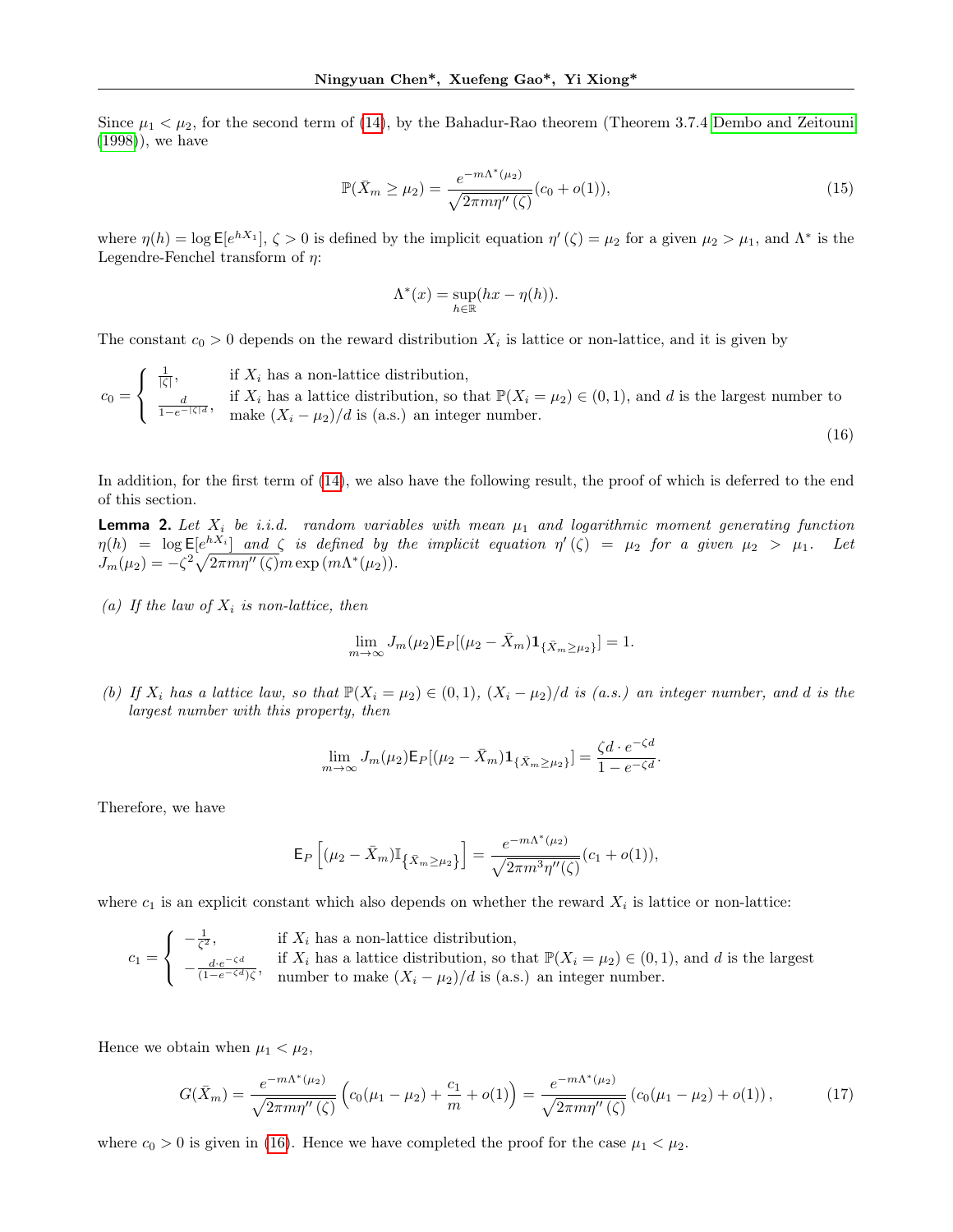Since $\mu_1 < \mu_2$, for the second term of (14), by the Bahadur-Rao theorem (Theorem 3.7.4 Dembo and Zeitouni (1998)), we have

$$\mathbb{P}(\bar{X}_m \geq \mu_2) = \frac{e^{-m\Lambda^*(\mu_2)}}{\sqrt{2\pi m \eta''(\zeta)}}(c_0 + o(1)), \tag{15}$$

where $\eta(h) = \log \mathsf{E}[e^{hX_1}]$, $\zeta > 0$ is defined by the implicit equation $\eta'(\zeta) = \mu_2$ for a given $\mu_2 > \mu_1$, and $\Lambda^*$ is the Legendre-Fenchel transform of $\eta$:

$$\Lambda^*(x) = \sup_{h\in\mathbb{R}}(hx - \eta(h)).$$

The constant $c_0 > 0$ depends on the reward distribution $X_i$ is lattice or non-lattice, and it is given by

$$c_0 = \begin{cases} \frac{1}{|\zeta|}, & \text{if } X_i \text{ has a non-lattice distribution,} \\ \frac{d}{1-e^{-|\zeta| d}}, & \text{if } X_i \text{ has a lattice distribution, so that } \mathbb{P}(X_i = \mu_2) \in (0,1) \text{, and } d \text{ is the largest number to} \\ & \text{make } (X_i - \mu_2)/d \text{ is (a.s.) an integer number.} \end{cases} \tag{16}$$

In addition, for the first term of (14), we also have the following result, the proof of which is deferred to the end of this section.

**Lemma 2.** *Let $X_i$ be i.i.d. random variables with mean $\mu_1$ and logarithmic moment generating function $\eta(h) = \log \mathsf{E}[e^{hX_i}]$ and $\zeta$ is defined by the implicit equation $\eta'(\zeta) = \mu_2$ for a given $\mu_2 > \mu_1$. Let $J_m(\mu_2) = -\zeta^2\sqrt{2\pi m\eta''(\zeta)}m\exp(m\Lambda^*(\mu_2))$.*

*(a) If the law of $X_i$ is non-lattice, then*

$$\lim_{m\to\infty} J_m(\mu_2)\mathsf{E}_P[(\mu_2 - \bar{X}_m)\mathbf{1}_{\{\bar{X}_m\geq\mu_2\}}] = 1.$$

*(b) If $X_i$ has a lattice law, so that $\mathbb{P}(X_i = \mu_2) \in (0,1)$, $(X_i - \mu_2)/d$ is (a.s.) an integer number, and $d$ is the largest number with this property, then*

$$\lim_{m\to\infty} J_m(\mu_2)\mathsf{E}_P[(\mu_2 - \bar{X}_m)\mathbf{1}_{\{\bar{X}_m\geq\mu_2\}}] = \frac{\zeta d \cdot e^{-\zeta d}}{1-e^{-\zeta d}}.$$

Therefore, we have

$$\mathsf{E}_P\left[(\mu_2 - \bar{X}_m)\mathbb{I}_{\{\bar{X}_m\geq\mu_2\}}\right] = \frac{e^{-m\Lambda^*(\mu_2)}}{\sqrt{2\pi m^3\eta''(\zeta)}}(c_1 + o(1)),$$

where $c_1$ is an explicit constant which also depends on whether the reward $X_i$ is lattice or non-lattice:

$$c_1 = \begin{cases} -\frac{1}{\zeta^2}, & \text{if } X_i \text{ has a non-lattice distribution,} \\ -\frac{d\cdot e^{-\zeta d}}{(1-e^{-\zeta d})\zeta}, & \text{if } X_i \text{ has a lattice distribution, so that } \mathbb{P}(X_i = \mu_2) \in (0,1) \text{, and } d \text{ is the largest} \\ & \text{number to make } (X_i - \mu_2)/d \text{ is (a.s.) an integer number.} \end{cases}$$

Hence we obtain when $\mu_1 < \mu_2$,

$$G(\bar{X}_m) = \frac{e^{-m\Lambda^*(\mu_2)}}{\sqrt{2\pi m\eta''(\zeta)}}\left(c_0(\mu_1 - \mu_2) + \frac{c_1}{m} + o(1)\right) = \frac{e^{-m\Lambda^*(\mu_2)}}{\sqrt{2\pi m\eta''(\zeta)}}\left(c_0(\mu_1 - \mu_2) + o(1)\right), \tag{17}$$

where $c_0 > 0$ is given in (16). Hence we have completed the proof for the case $\mu_1 < \mu_2$.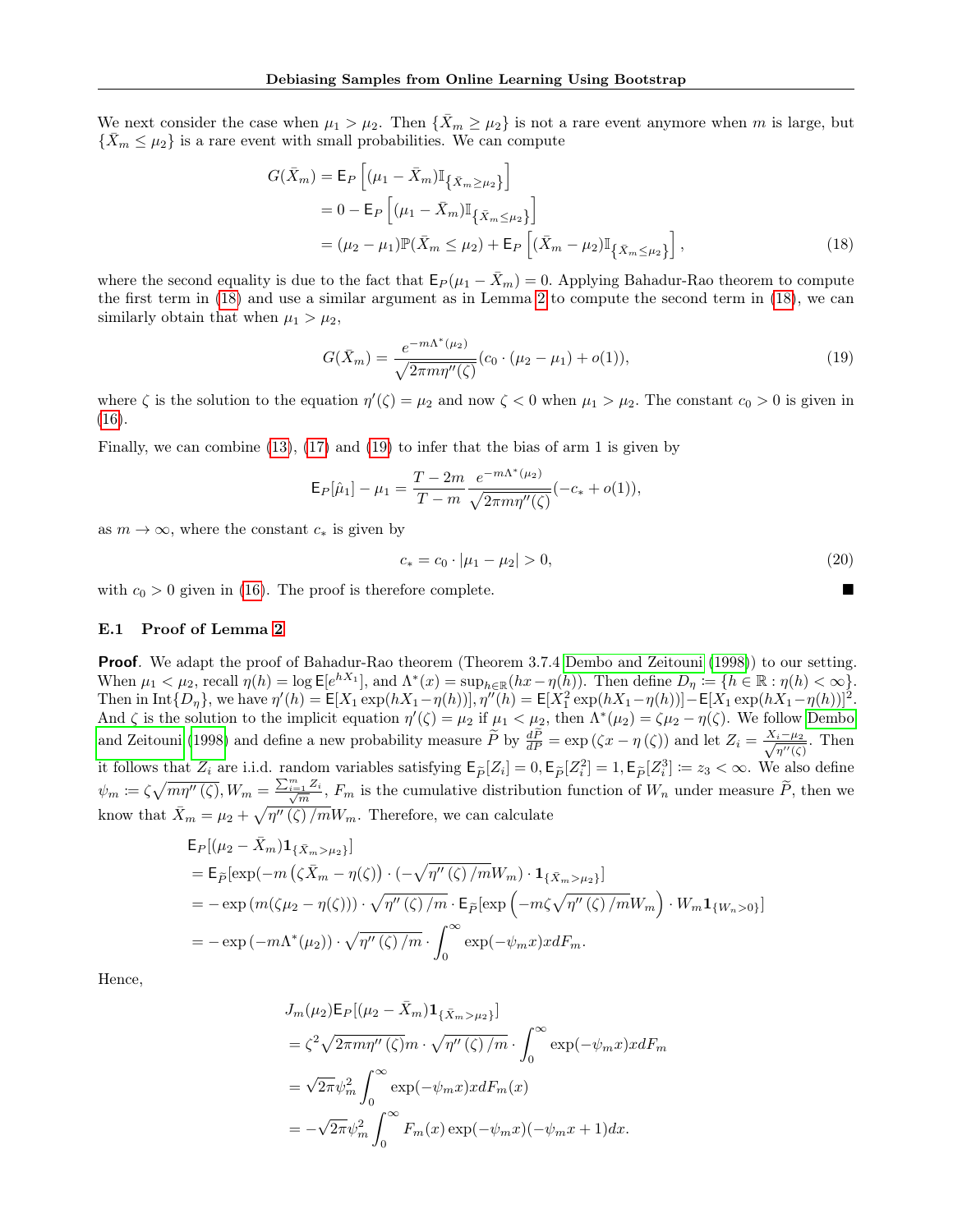We next consider the case when $\mu_1 > \mu_2$. Then $\{\bar{X}_m \geq \mu_2\}$ is not a rare event anymore when $m$ is large, but $\{\bar{X}_m \leq \mu_2\}$ is a rare event with small probabilities. We can compute

$$
\begin{aligned}
G(\bar{X}_m) &= \mathsf{E}_P\left[(\mu_1 - \bar{X}_m)\mathbb{I}_{\{\bar{X}_m \geq \mu_2\}}\right] \\
&= 0 - \mathsf{E}_P\left[(\mu_1 - \bar{X}_m)\mathbb{I}_{\{\bar{X}_m \leq \mu_2\}}\right] \\
&= (\mu_2 - \mu_1)\mathbb{P}(\bar{X}_m \leq \mu_2) + \mathsf{E}_P\left[(\bar{X}_m - \mu_2)\mathbb{I}_{\{\bar{X}_m \leq \mu_2\}}\right],
\end{aligned} \tag{18}
$$

where the second equality is due to the fact that $\mathsf{E}_P(\mu_1 - \bar{X}_m) = 0$. Applying Bahadur-Rao theorem to compute the first term in (18) and use a similar argument as in Lemma 2 to compute the second term in (18), we can similarly obtain that when $\mu_1 > \mu_2$,

$$
G(\bar{X}_m) = \frac{e^{-m\Lambda^*(\mu_2)}}{\sqrt{2\pi m \eta''(\zeta)}}(c_0 \cdot (\mu_2 - \mu_1) + o(1)), \tag{19}
$$

where $\zeta$ is the solution to the equation $\eta'(\zeta) = \mu_2$ and now $\zeta < 0$ when $\mu_1 > \mu_2$. The constant $c_0 > 0$ is given in (16).

Finally, we can combine (13), (17) and (19) to infer that the bias of arm 1 is given by

$$
\mathsf{E}_P[\hat{\mu}_1] - \mu_1 = \frac{T - 2m}{T - m}\frac{e^{-m\Lambda^*(\mu_2)}}{\sqrt{2\pi m \eta''(\zeta)}}(-c_* + o(1)),
$$

as $m \to \infty$, where the constant $c_*$ is given by

$$
c_* = c_0 \cdot |\mu_1 - \mu_2| > 0, \tag{20}
$$

with $c_0 > 0$ given in (16). The proof is therefore complete. ■

### E.1 Proof of Lemma 2

**Proof**. We adapt the proof of Bahadur-Rao theorem (Theorem 3.7.4 Dembo and Zeitouni (1998)) to our setting. When $\mu_1 < \mu_2$, recall $\eta(h) = \log \mathsf{E}[e^{hX_1}]$, and $\Lambda^*(x) = \sup_{h \in \mathbb{R}}(hx - \eta(h))$. Then define $D_\eta := \{h \in \mathbb{R} : \eta(h) < \infty\}$. Then in $\mathrm{Int}\{D_\eta\}$, we have $\eta'(h) = \mathsf{E}[X_1 \exp(hX_1 - \eta(h))]$, $\eta''(h) = \mathsf{E}[X_1^2 \exp(hX_1 - \eta(h))] - \mathsf{E}[X_1 \exp(hX_1 - \eta(h))]^2$. And $\zeta$ is the solution to the implicit equation $\eta'(\zeta) = \mu_2$ if $\mu_1 < \mu_2$, then $\Lambda^*(\mu_2) = \zeta\mu_2 - \eta(\zeta)$. We follow Dembo and Zeitouni (1998) and define a new probability measure $\widetilde{P}$ by $\frac{d\widetilde{P}}{dP} = \exp(\zeta x - \eta(\zeta))$ and let $Z_i = \frac{X_i - \mu_2}{\sqrt{\eta''(\zeta)}}$. Then it follows that $Z_i$ are i.i.d. random variables satisfying $\mathsf{E}_{\widetilde{P}}[Z_i] = 0, \mathsf{E}_{\widetilde{P}}[Z_i^2] = 1, \mathsf{E}_{\widetilde{P}}[Z_i^3] := z_3 < \infty$. We also define $\psi_m := \zeta\sqrt{m\eta''(\zeta)}, W_m = \frac{\sum_{i=1}^m Z_i}{\sqrt{m}}$, $F_m$ is the cumulative distribution function of $W_n$ under measure $\widetilde{P}$, then we know that $\bar{X}_m = \mu_2 + \sqrt{\eta''(\zeta)/m}W_m$. Therefore, we can calculate

$$
\begin{aligned}
&\mathsf{E}_P[(\mu_2 - \bar{X}_m)\mathbf{1}_{\{\bar{X}_m > \mu_2\}}] \\
&= \mathsf{E}_{\widetilde{P}}[\exp(-m(\zeta\bar{X}_m - \eta(\zeta)) \cdot (-\sqrt{\eta''(\zeta)/m}W_m) \cdot \mathbf{1}_{\{\bar{X}_m > \mu_2\}}] \\
&= -\exp(m(\zeta\mu_2 - \eta(\zeta))) \cdot \sqrt{\eta''(\zeta)/m} \cdot \mathsf{E}_{\widetilde{P}}[\exp\left(-m\zeta\sqrt{\eta''(\zeta)/m}W_m\right) \cdot W_m \mathbf{1}_{\{W_n > 0\}}] \\
&= -\exp(-m\Lambda^*(\mu_2)) \cdot \sqrt{\eta''(\zeta)/m} \cdot \int_0^\infty \exp(-\psi_m x) x dF_m.
\end{aligned}
$$

Hence,

$$
\begin{aligned}
&J_m(\mu_2)\mathsf{E}_P[(\mu_2 - \bar{X}_m)\mathbf{1}_{\{\bar{X}_m > \mu_2\}}] \\
&= \zeta^2\sqrt{2\pi m\eta''(\zeta)}m \cdot \sqrt{\eta''(\zeta)/m} \cdot \int_0^\infty \exp(-\psi_m x) x dF_m \\
&= \sqrt{2\pi}\psi_m^2 \int_0^\infty \exp(-\psi_m x) x dF_m(x) \\
&= -\sqrt{2\pi}\psi_m^2 \int_0^\infty F_m(x)\exp(-\psi_m x)(-\psi_m x + 1)dx.
\end{aligned}
$$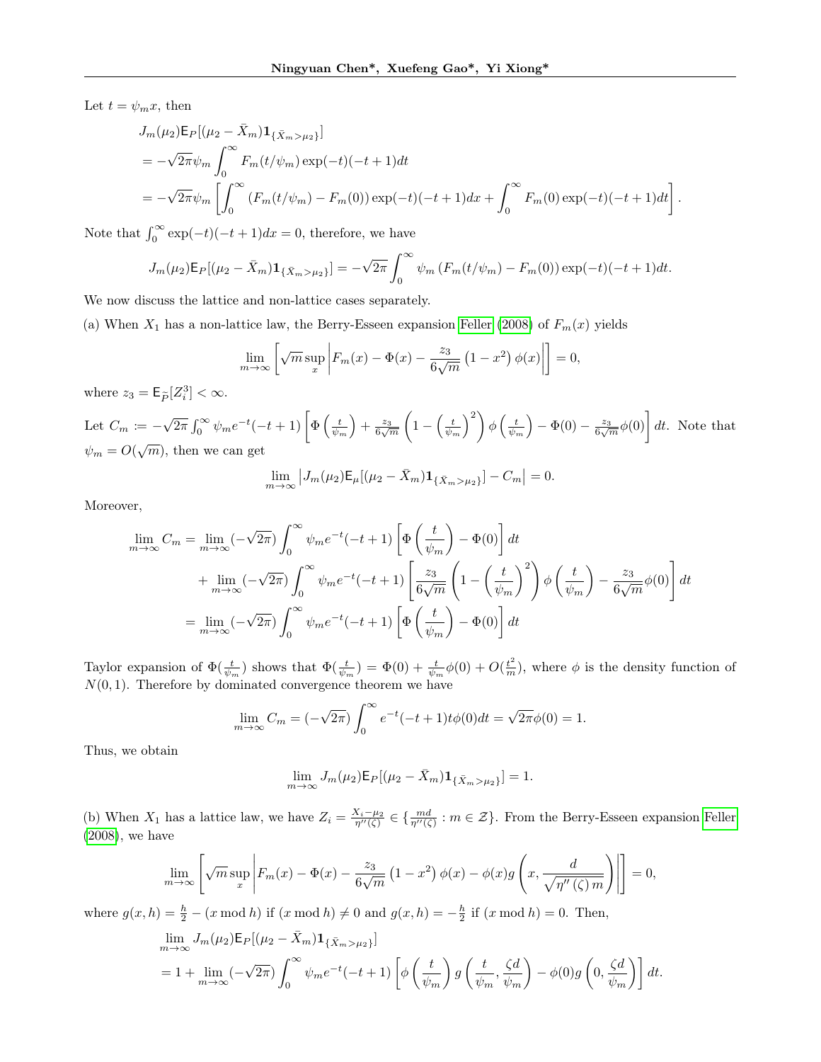Let $t = \psi_m x$, then

$$
\begin{aligned}
&J_m(\mu_2)\mathsf{E}_P[(\mu_2 - \bar{X}_m)\mathbf{1}_{\{\bar{X}_m > \mu_2\}}] \\
&= -\sqrt{2\pi}\psi_m \int_0^\infty F_m(t/\psi_m)\exp(-t)(-t+1)dt \\
&= -\sqrt{2\pi}\psi_m \left[\int_0^\infty (F_m(t/\psi_m) - F_m(0))\exp(-t)(-t+1)dx + \int_0^\infty F_m(0)\exp(-t)(-t+1)dt\right].
\end{aligned}
$$

Note that $\int_0^\infty \exp(-t)(-t+1)dx = 0$, therefore, we have

$$
J_m(\mu_2)\mathsf{E}_P[(\mu_2 - \bar{X}_m)\mathbf{1}_{\{\bar{X}_m > \mu_2\}}] = -\sqrt{2\pi}\int_0^\infty \psi_m (F_m(t/\psi_m) - F_m(0))\exp(-t)(-t+1)dt.
$$

We now discuss the lattice and non-lattice cases separately.

(a) When $X_1$ has a non-lattice law, the Berry-Esseen expansion Feller (2008) of $F_m(x)$ yields

$$
\lim_{m\to\infty}\left[\sqrt{m}\sup_x \left|F_m(x) - \Phi(x) - \frac{z_3}{6\sqrt{m}}\left(1 - x^2\right)\phi(x)\right|\right] = 0,
$$

where $z_3 = \mathsf{E}_{\widetilde{P}}[Z_i^3] < \infty$.

Let $C_m := -\sqrt{2\pi}\int_0^\infty \psi_m e^{-t}(-t+1)\left[\Phi\left(\frac{t}{\psi_m}\right) + \frac{z_3}{6\sqrt{m}}\left(1 - \left(\frac{t}{\psi_m}\right)^2\right)\phi\left(\frac{t}{\psi_m}\right) - \Phi(0) - \frac{z_3}{6\sqrt{m}}\phi(0)\right]dt$. Note that $\psi_m = O(\sqrt{m})$, then we can get

$$
\lim_{m\to\infty}\left|J_m(\mu_2)\mathsf{E}_\mu[(\mu_2 - \bar{X}_m)\mathbf{1}_{\{\bar{X}_m > \mu_2\}}] - C_m\right| = 0.
$$

Moreover,

$$
\begin{aligned}
\lim_{m\to\infty} C_m &= \lim_{m\to\infty}(-\sqrt{2\pi})\int_0^\infty \psi_m e^{-t}(-t+1)\left[\Phi\left(\frac{t}{\psi_m}\right) - \Phi(0)\right]dt \\
&\quad + \lim_{m\to\infty}(-\sqrt{2\pi})\int_0^\infty \psi_m e^{-t}(-t+1)\left[\frac{z_3}{6\sqrt{m}}\left(1 - \left(\frac{t}{\psi_m}\right)^2\right)\phi\left(\frac{t}{\psi_m}\right) - \frac{z_3}{6\sqrt{m}}\phi(0)\right]dt \\
&= \lim_{m\to\infty}(-\sqrt{2\pi})\int_0^\infty \psi_m e^{-t}(-t+1)\left[\Phi\left(\frac{t}{\psi_m}\right) - \Phi(0)\right]dt
\end{aligned}
$$

Taylor expansion of $\Phi(\frac{t}{\psi_m})$ shows that $\Phi(\frac{t}{\psi_m}) = \Phi(0) + \frac{t}{\psi_m}\phi(0) + O(\frac{t^2}{m})$, where $\phi$ is the density function of $N(0,1)$. Therefore by dominated convergence theorem we have

$$
\lim_{m\to\infty} C_m = (-\sqrt{2\pi})\int_0^\infty e^{-t}(-t+1)t\phi(0)dt = \sqrt{2\pi}\phi(0) = 1.
$$

Thus, we obtain

$$
\lim_{m\to\infty} J_m(\mu_2)\mathsf{E}_P[(\mu_2 - \bar{X}_m)\mathbf{1}_{\{\bar{X}_m > \mu_2\}}] = 1.
$$

(b) When $X_1$ has a lattice law, we have $Z_i = \frac{X_i - \mu_2}{\eta''(\zeta)} \in \{\frac{md}{\eta''(\zeta)} : m \in \mathcal{Z}\}$. From the Berry-Esseen expansion Feller (2008), we have

$$
\lim_{m\to\infty}\left[\sqrt{m}\sup_x\left|F_m(x) - \Phi(x) - \frac{z_3}{6\sqrt{m}}\left(1 - x^2\right)\phi(x) - \phi(x)g\left(x, \frac{d}{\sqrt{\eta''(\zeta)\,m}}\right)\right|\right] = 0,
$$

where $g(x,h) = \frac{h}{2} - (x \bmod h)$ if $(x \bmod h) \neq 0$ and $g(x,h) = -\frac{h}{2}$ if $(x \bmod h) = 0$. Then,

$$
\begin{aligned}
&\lim_{m\to\infty} J_m(\mu_2)\mathsf{E}_P[(\mu_2 - \bar{X}_m)\mathbf{1}_{\{\bar{X}_m > \mu_2\}}] \\
&= 1 + \lim_{m\to\infty}(-\sqrt{2\pi})\int_0^\infty \psi_m e^{-t}(-t+1)\left[\phi\left(\frac{t}{\psi_m}\right)g\left(\frac{t}{\psi_m}, \frac{\zeta d}{\psi_m}\right) - \phi(0)g\left(0, \frac{\zeta d}{\psi_m}\right)\right]dt.
\end{aligned}
$$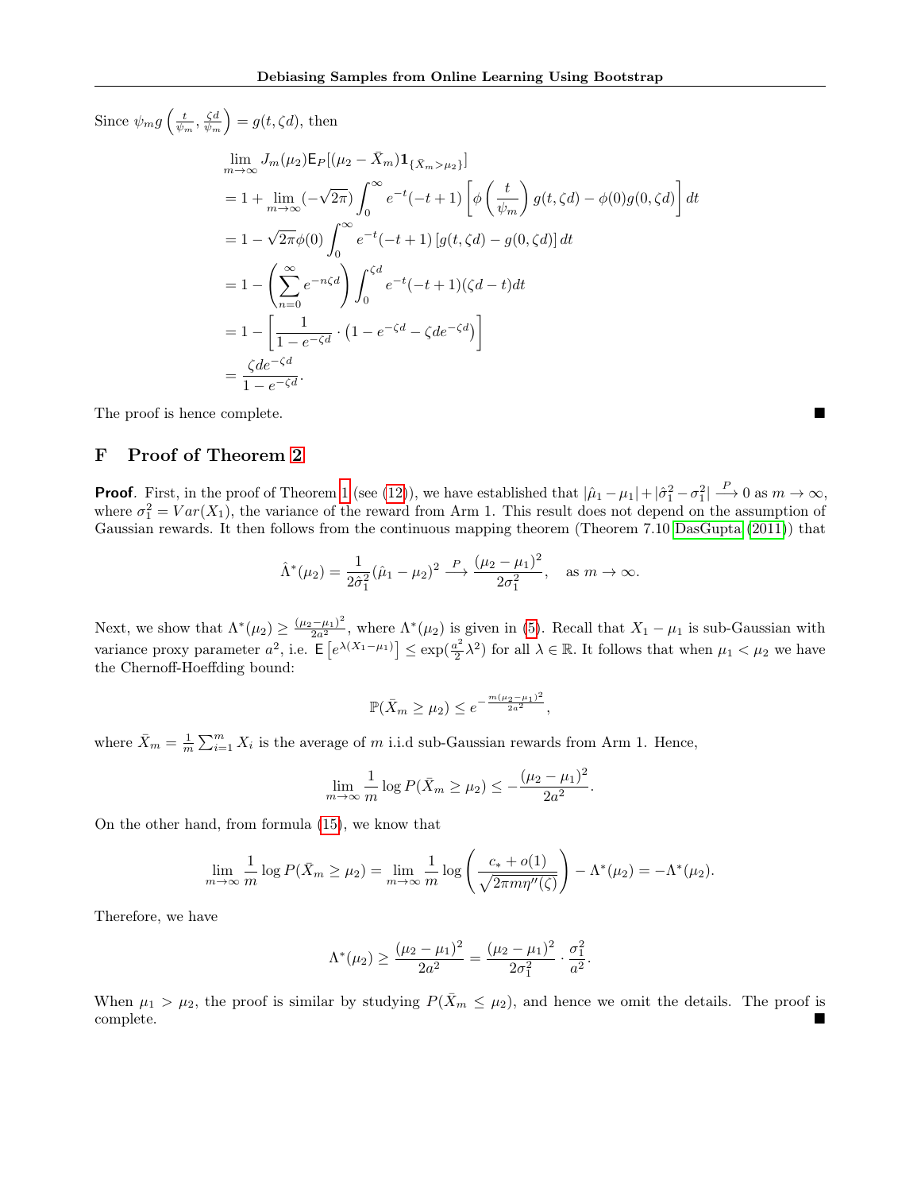Since $\psi_m g\left(\frac{t}{\psi_m}, \frac{\zeta d}{\psi_m}\right) = g(t, \zeta d)$, then

$$
\begin{aligned}
&\lim_{m\to\infty} J_m(\mu_2)\mathsf{E}_P[(\mu_2 - \bar{X}_m)\mathbf{1}_{\{\bar{X}_m > \mu_2\}}] \\
&= 1 + \lim_{m\to\infty}(-\sqrt{2\pi})\int_0^\infty e^{-t}(-t+1)\left[\phi\left(\frac{t}{\psi_m}\right)g(t,\zeta d) - \phi(0)g(0,\zeta d)\right]dt \\
&= 1 - \sqrt{2\pi}\phi(0)\int_0^\infty e^{-t}(-t+1)\left[g(t,\zeta d) - g(0,\zeta d)\right]dt \\
&= 1 - \left(\sum_{n=0}^\infty e^{-n\zeta d}\right)\int_0^{\zeta d} e^{-t}(-t+1)(\zeta d - t)dt \\
&= 1 - \left[\frac{1}{1-e^{-\zeta d}}\cdot\left(1 - e^{-\zeta d} - \zeta d e^{-\zeta d}\right)\right] \\
&= \frac{\zeta d e^{-\zeta d}}{1 - e^{-\zeta d}}.
\end{aligned}
$$

The proof is hence complete. ■

## F Proof of Theorem 2

**Proof**. First, in the proof of Theorem 1 (see (12)), we have established that $|\hat{\mu}_1 - \mu_1| + |\hat{\sigma}_1^2 - \sigma_1^2| \xrightarrow{P} 0$ as $m \to \infty$, where $\sigma_1^2 = Var(X_1)$, the variance of the reward from Arm 1. This result does not depend on the assumption of Gaussian rewards. It then follows from the continuous mapping theorem (Theorem 7.10 DasGupta (2011)) that

$$
\hat{\Lambda}^*(\mu_2) = \frac{1}{2\hat{\sigma}_1^2}(\hat{\mu}_1 - \mu_2)^2 \xrightarrow{P} \frac{(\mu_2 - \mu_1)^2}{2\sigma_1^2}, \quad \text{as } m \to \infty.
$$

Next, we show that $\Lambda^*(\mu_2) \geq \frac{(\mu_2-\mu_1)^2}{2a^2}$, where $\Lambda^*(\mu_2)$ is given in (5). Recall that $X_1 - \mu_1$ is sub-Gaussian with variance proxy parameter $a^2$, i.e. $\mathsf{E}\left[e^{\lambda(X_1-\mu_1)}\right] \leq \exp(\frac{a^2}{2}\lambda^2)$ for all $\lambda \in \mathbb{R}$. It follows that when $\mu_1 < \mu_2$ we have the Chernoff-Hoeffding bound:

$$
\mathbb{P}(\bar{X}_m \geq \mu_2) \leq e^{-\frac{m(\mu_2-\mu_1)^2}{2a^2}},
$$

where $\bar{X}_m = \frac{1}{m}\sum_{i=1}^m X_i$ is the average of $m$ i.i.d sub-Gaussian rewards from Arm 1. Hence,

$$
\lim_{m\to\infty}\frac{1}{m}\log P(\bar{X}_m \geq \mu_2) \leq -\frac{(\mu_2-\mu_1)^2}{2a^2}.
$$

On the other hand, from formula (15), we know that

$$
\lim_{m\to\infty}\frac{1}{m}\log P(\bar{X}_m \geq \mu_2) = \lim_{m\to\infty}\frac{1}{m}\log\left(\frac{c_* + o(1)}{\sqrt{2\pi m\eta''(\zeta)}}\right) - \Lambda^*(\mu_2) = -\Lambda^*(\mu_2).
$$

Therefore, we have

$$
\Lambda^*(\mu_2) \geq \frac{(\mu_2-\mu_1)^2}{2a^2} = \frac{(\mu_2-\mu_1)^2}{2\sigma_1^2}\cdot\frac{\sigma_1^2}{a^2}.
$$

When $\mu_1 > \mu_2$, the proof is similar by studying $P(\bar{X}_m \leq \mu_2)$, and hence we omit the details. The proof is complete. ■